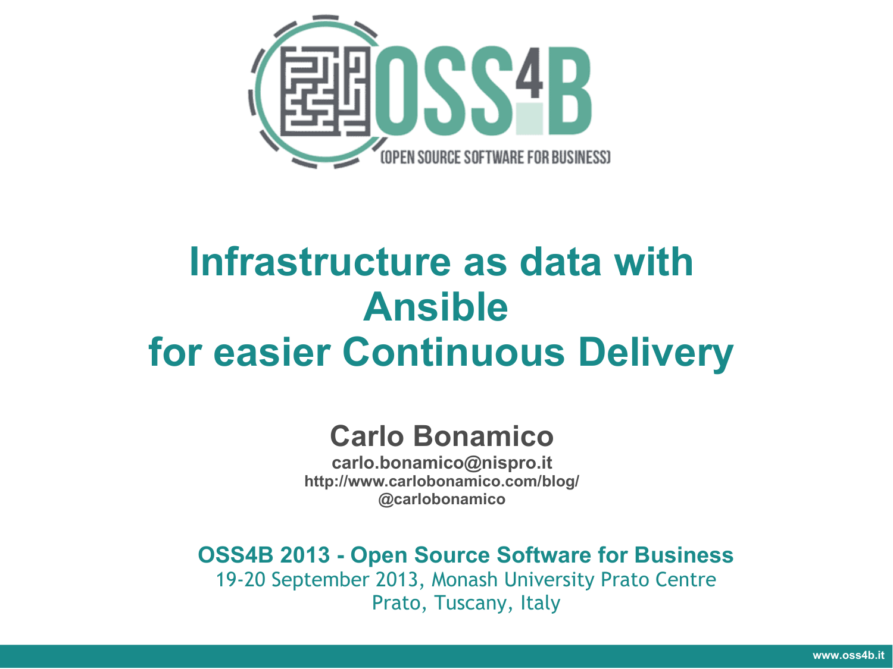OSS4B

(OPEN SOURCE SOFTWARE FOR BUSINESS)

# Infrastructure as data with Ansible for easier Continuous Delivery

**Carlo Bonamico**

**carlo.bonamico@nispro.it**
**http://www.carlobonamico.com/blog/**
**@carlobonamico**

**OSS4B 2013 - Open Source Software for Business**
19-20 September 2013, Monash University Prato Centre
Prato, Tuscany, Italy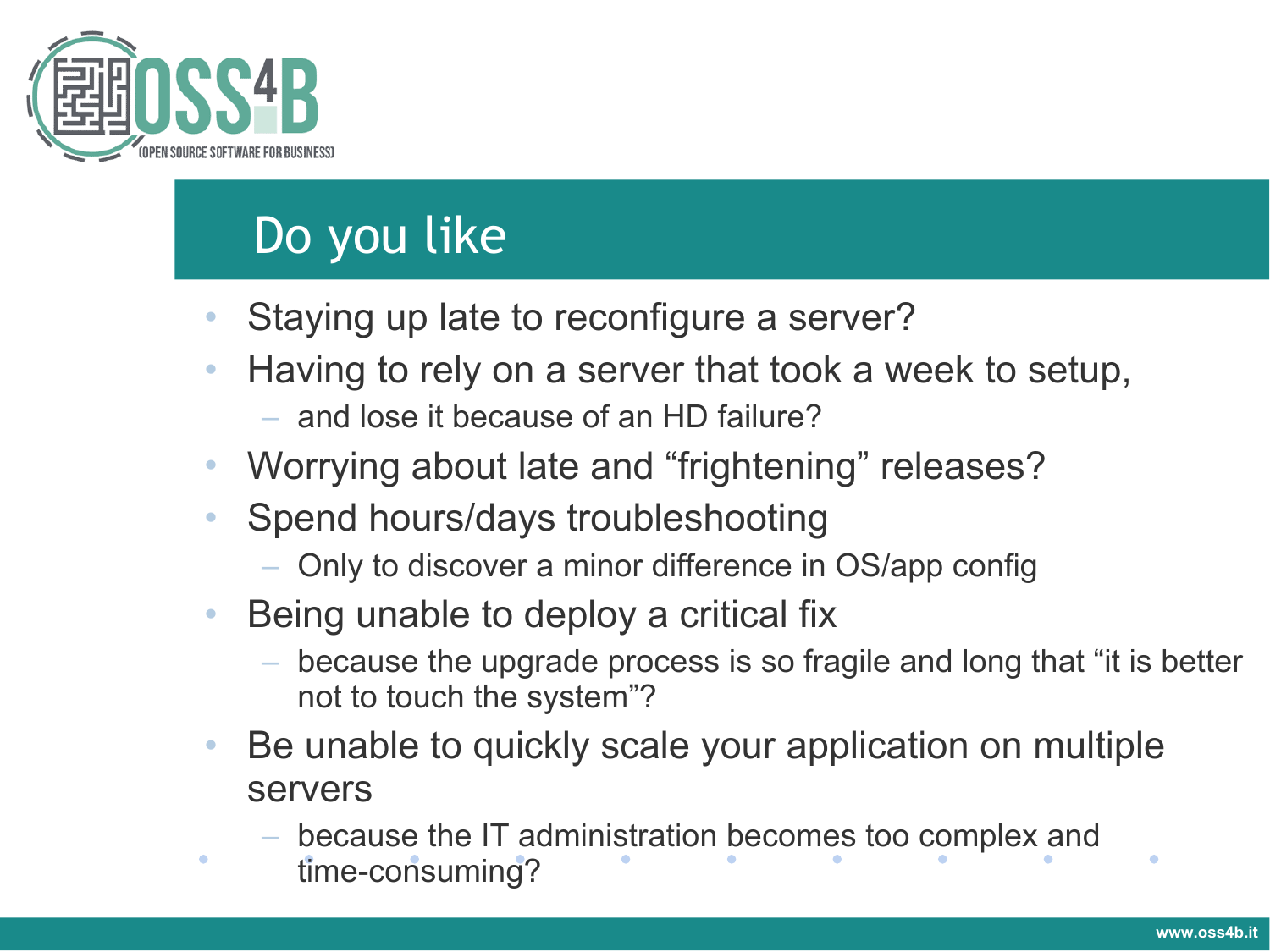# Do you like

- Staying up late to reconfigure a server?
- Having to rely on a server that took a week to setup,
  - and lose it because of an HD failure?
- Worrying about late and “frightening” releases?
- Spend hours/days troubleshooting
  - Only to discover a minor difference in OS/app config
- Being unable to deploy a critical fix
  - because the upgrade process is so fragile and long that “it is better not to touch the system”?
- Be unable to quickly scale your application on multiple servers
  - because the IT administration becomes too complex and time-consuming?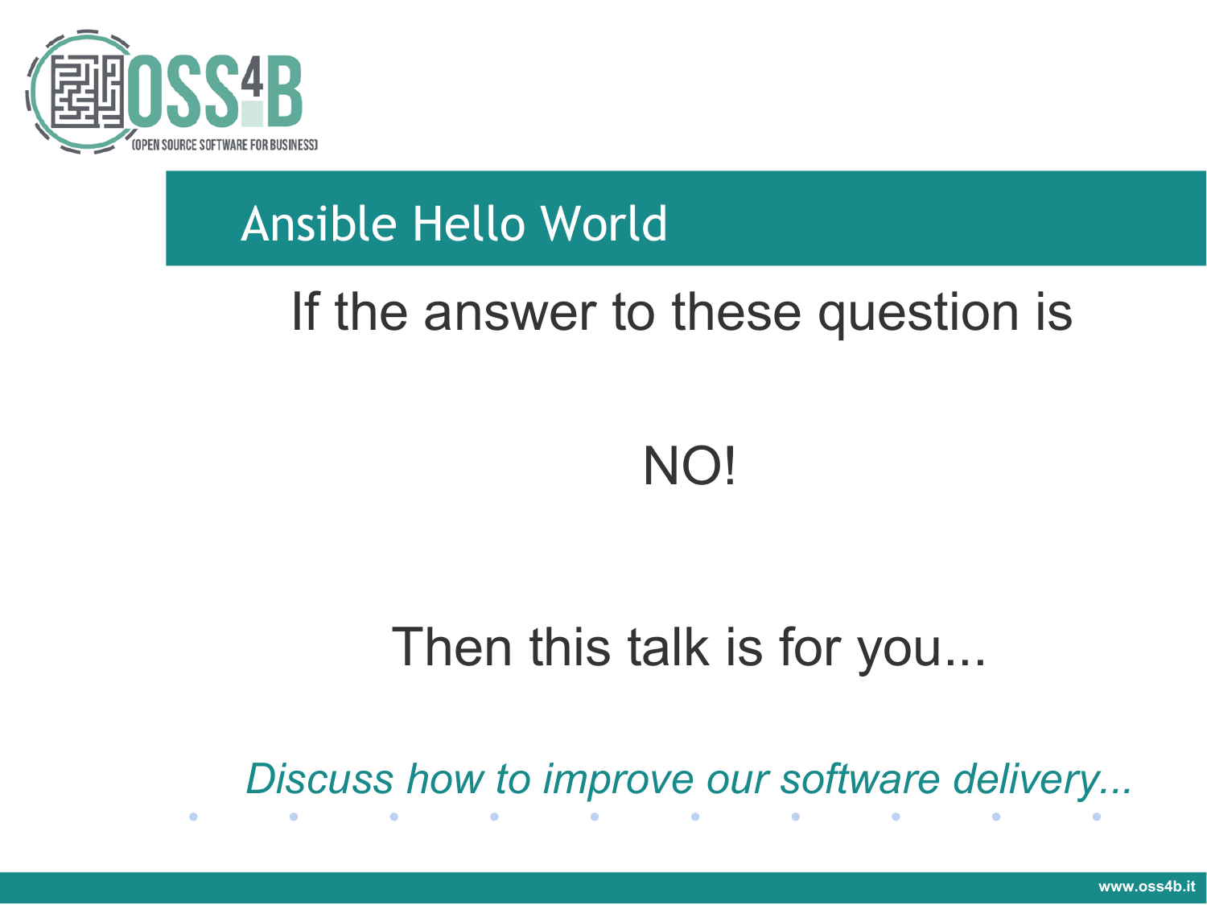## Ansible Hello World

If the answer to these question is

NO!

Then this talk is for you...

*Discuss how to improve our software delivery...*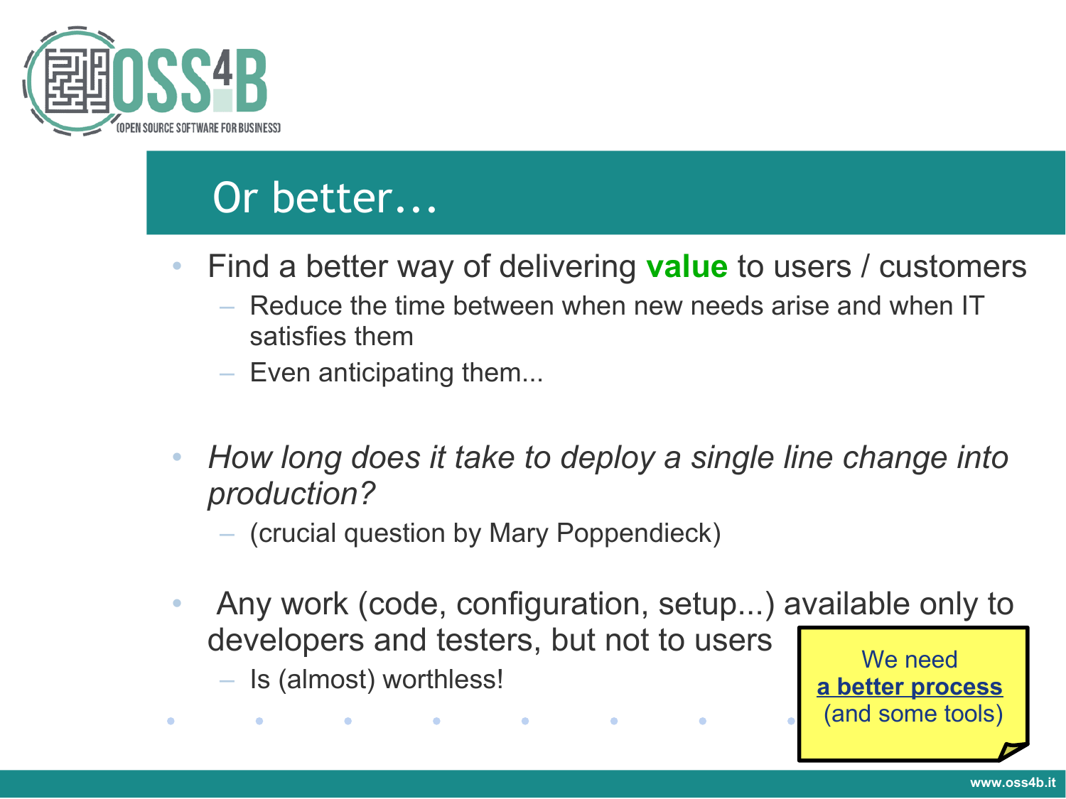# Or better...

- Find a better way of delivering **value** to users / customers
  - Reduce the time between when new needs arise and when IT satisfies them
  - Even anticipating them...

- *How long does it take to deploy a single line change into production?*
  - (crucial question by Mary Poppendieck)

- Any work (code, configuration, setup...) available only to developers and testers, but not to users
  - Is (almost) worthless!

We need **a better process** (and some tools)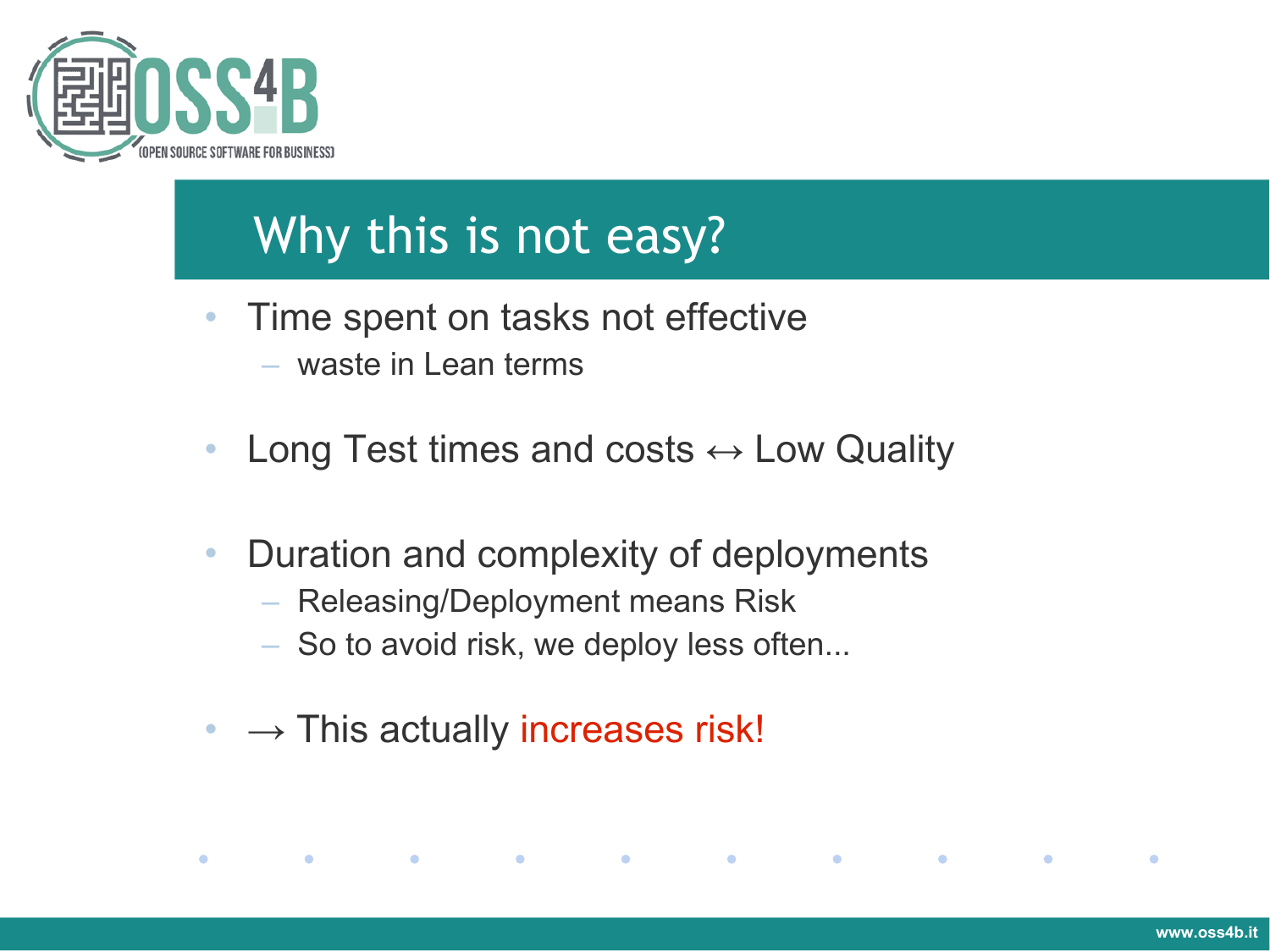# Why this is not easy?

- Time spent on tasks not effective
  - waste in Lean terms
- Long Test times and costs ↔ Low Quality
- Duration and complexity of deployments
  - Releasing/Deployment means Risk
  - So to avoid risk, we deploy less often...
- → This actually increases risk!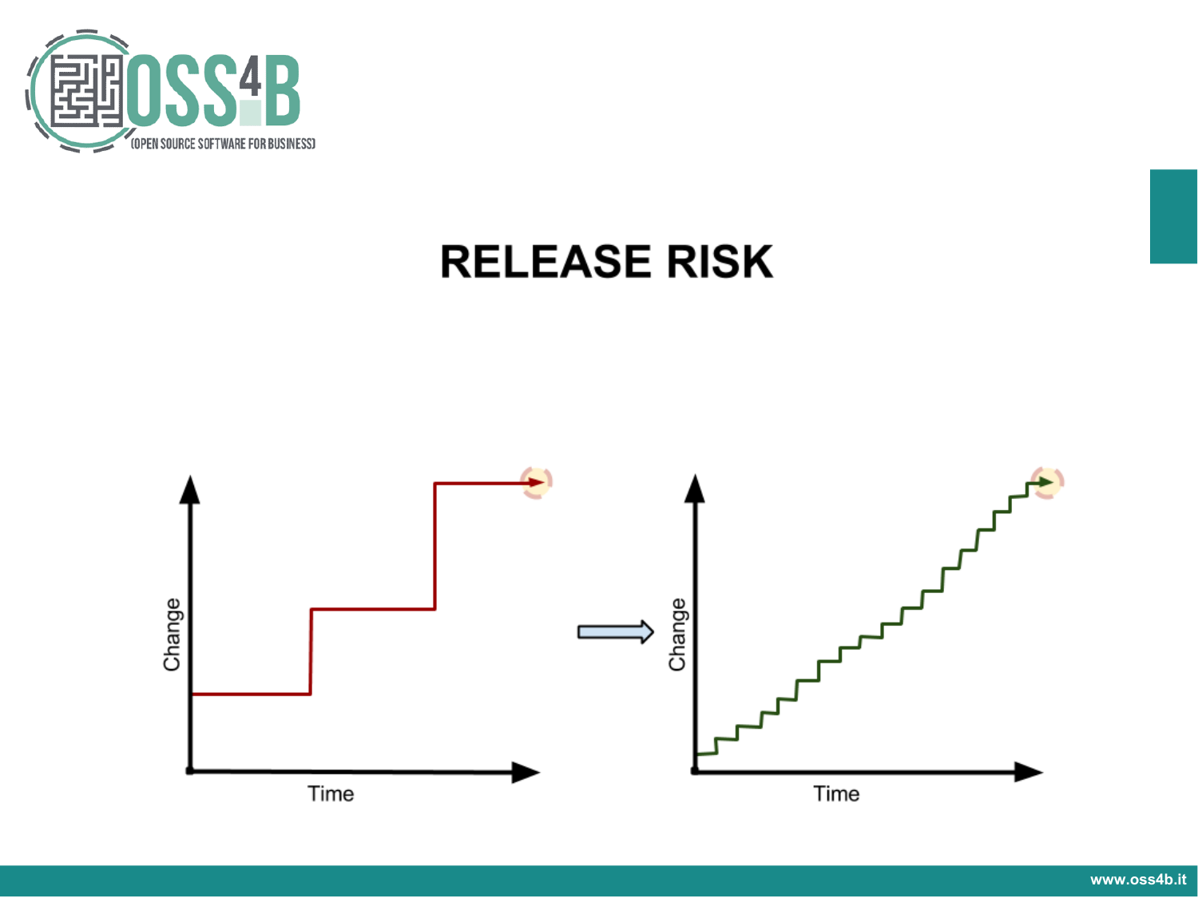# RELEASE RISK

Change

Time

Change

Time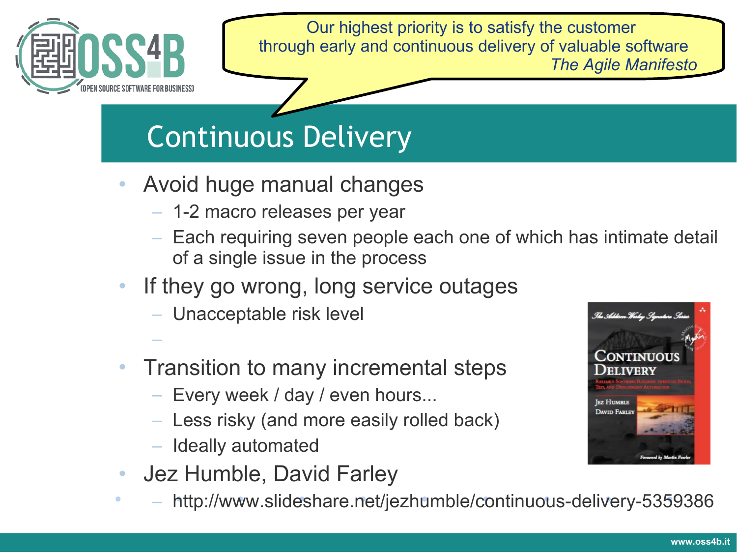> Our highest priority is to satisfy the customer
> through early and continuous delivery of valuable software
> *The Agile Manifesto*

# Continuous Delivery

- Avoid huge manual changes
  - 1-2 macro releases per year
  - Each requiring seven people each one of which has intimate detail of a single issue in the process
- If they go wrong, long service outages
  - Unacceptable risk level
- Transition to many incremental steps
  - Every week / day / even hours...
  - Less risky (and more easily rolled back)
  - Ideally automated
- Jez Humble, David Farley
  - http://www.slideshare.net/jezhumble/continuous-delivery-5359386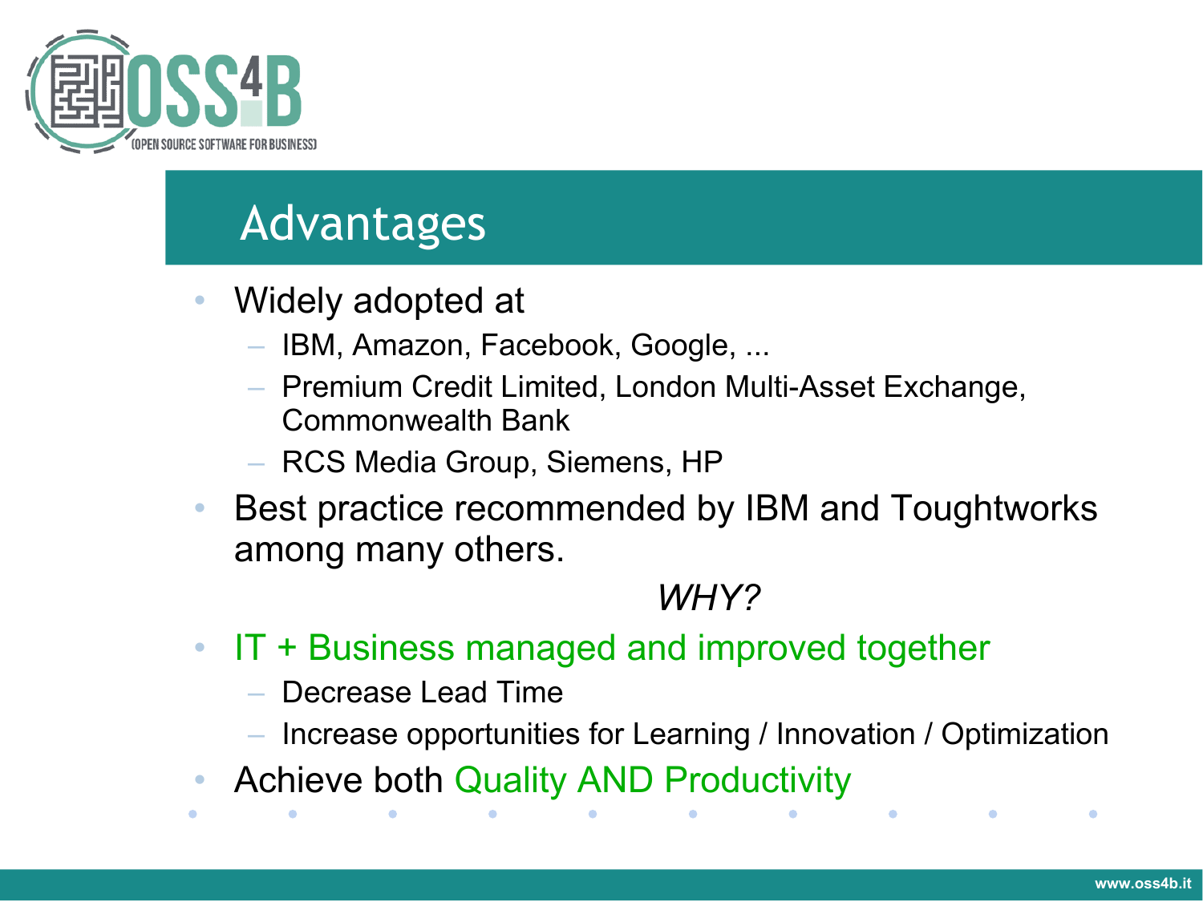# Advantages

- Widely adopted at
  - IBM, Amazon, Facebook, Google, ...
  - Premium Credit Limited, London Multi-Asset Exchange, Commonwealth Bank
  - RCS Media Group, Siemens, HP
- Best practice recommended by IBM and Toughtworks among many others.

*WHY?*

- IT + Business managed and improved together
  - Decrease Lead Time
  - Increase opportunities for Learning / Innovation / Optimization
- Achieve both Quality AND Productivity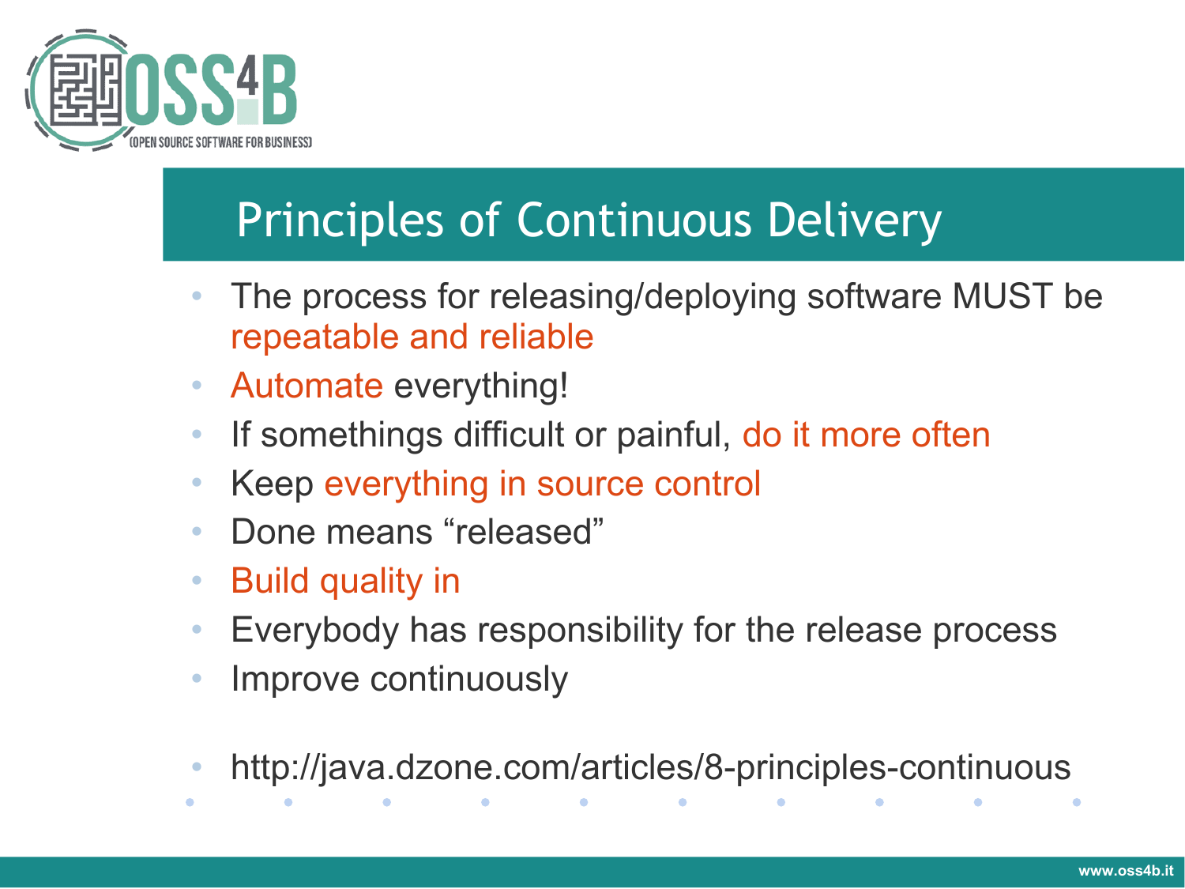# Principles of Continuous Delivery

- The process for releasing/deploying software MUST be repeatable and reliable
- Automate everything!
- If somethings difficult or painful, do it more often
- Keep everything in source control
- Done means "released"
- Build quality in
- Everybody has responsibility for the release process
- Improve continuously

- http://java.dzone.com/articles/8-principles-continuous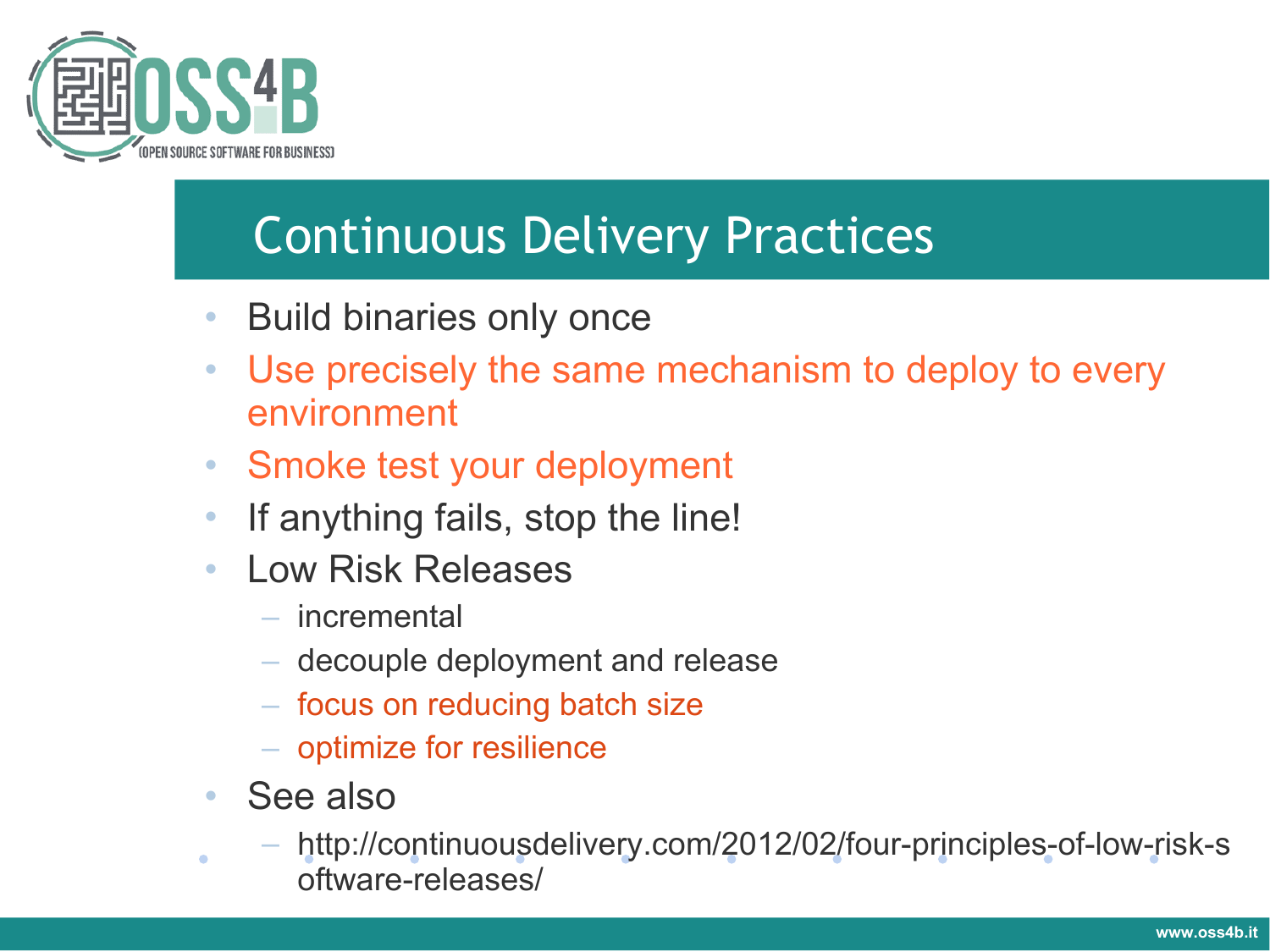# Continuous Delivery Practices

- Build binaries only once
- Use precisely the same mechanism to deploy to every environment
- Smoke test your deployment
- If anything fails, stop the line!
- Low Risk Releases
  - incremental
  - decouple deployment and release
  - focus on reducing batch size
  - optimize for resilience
- See also
  - http://continuousdelivery.com/2012/02/four-principles-of-low-risk-software-releases/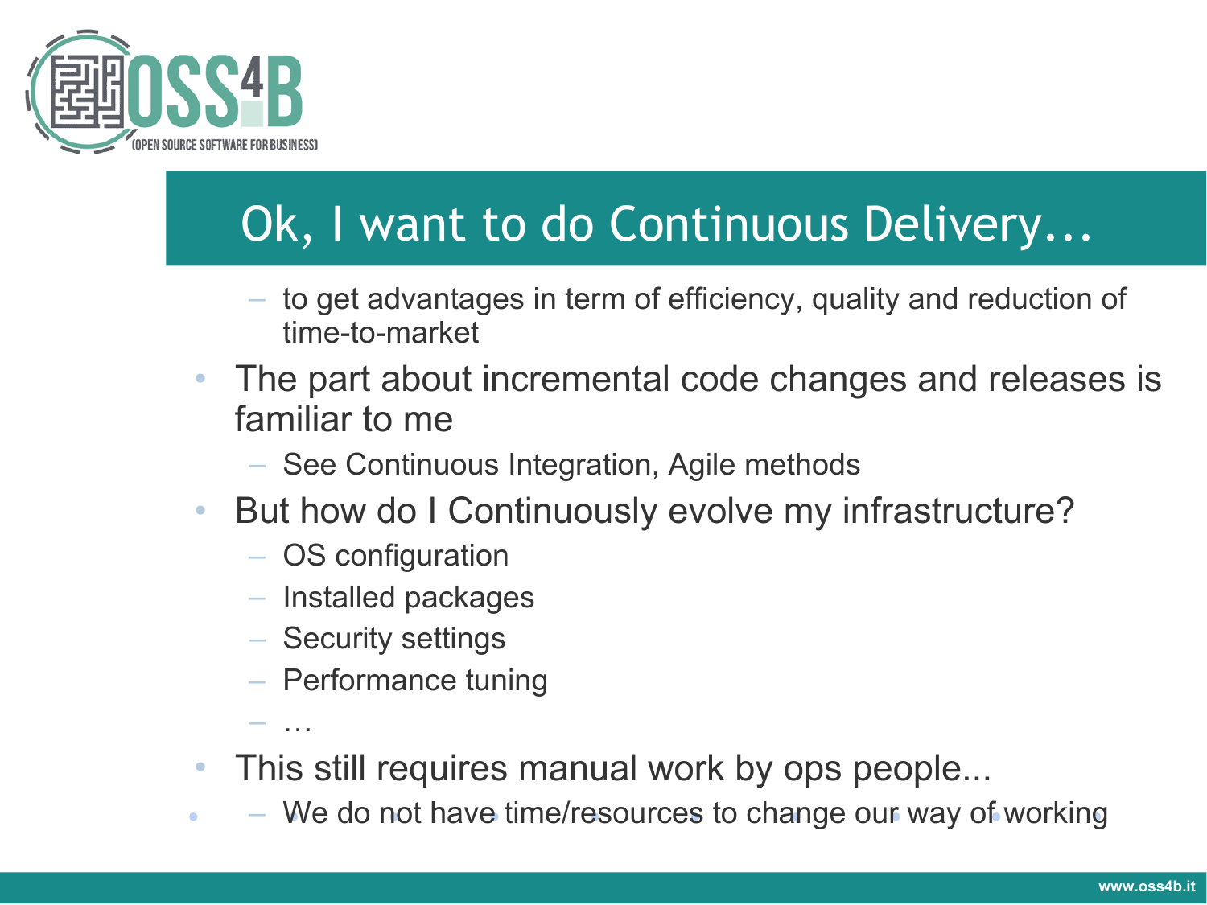# Ok, I want to do Continuous Delivery...

  - to get advantages in term of efficiency, quality and reduction of time-to-market
- The part about incremental code changes and releases is familiar to me
  - See Continuous Integration, Agile methods
- But how do I Continuously evolve my infrastructure?
  - OS configuration
  - Installed packages
  - Security settings
  - Performance tuning
  - …
- This still requires manual work by ops people...
  - We do not have time/resources to change our way of working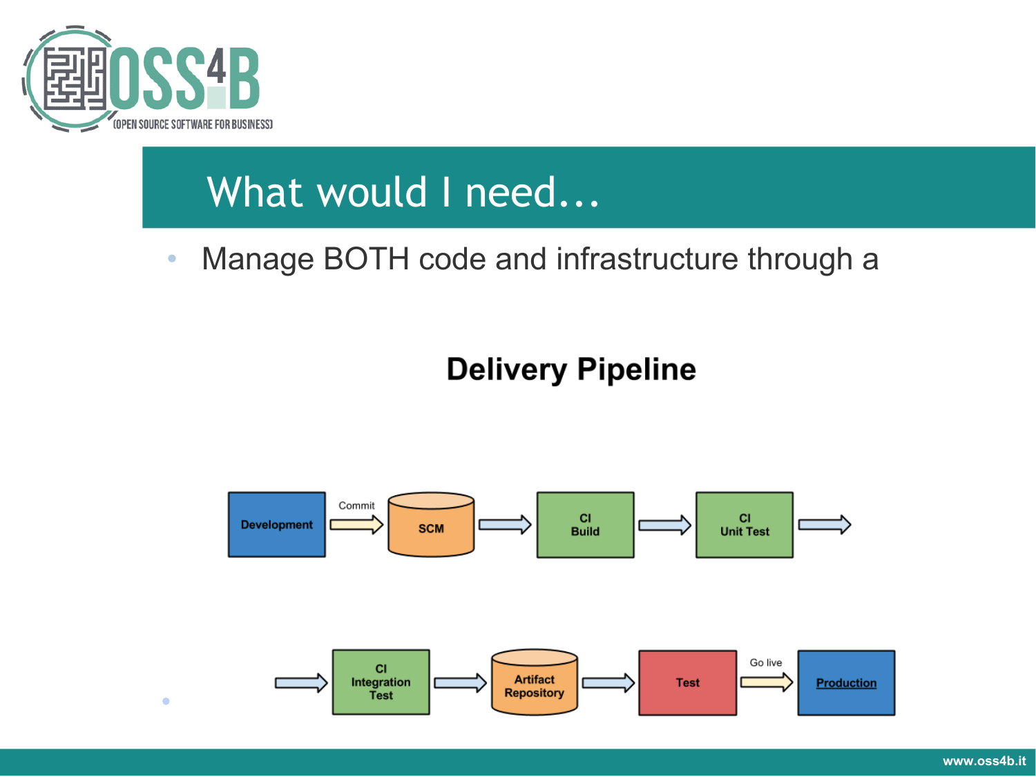# What would I need...

- Manage BOTH code and infrastructure through a

## Delivery Pipeline

Development → Commit → SCM → CI Build → CI Unit Test → CI Integration Test → Artifact Repository → Test → Go live → Production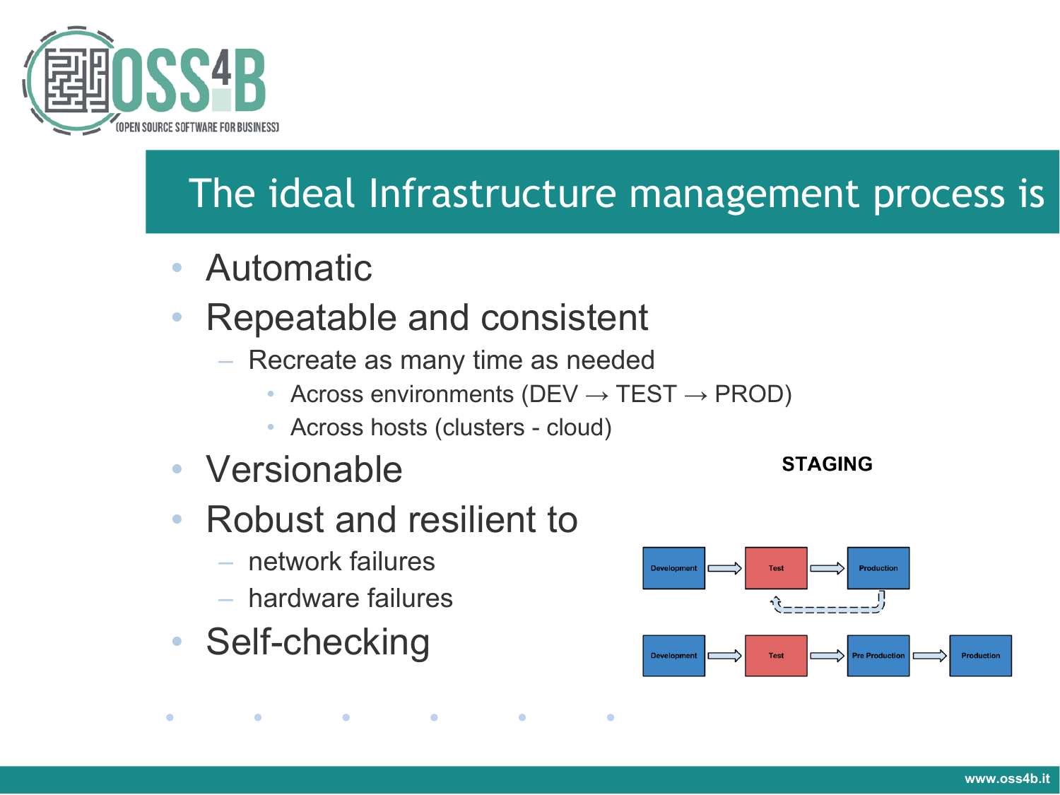# The ideal Infrastructure management process is

- Automatic
- Repeatable and consistent
  - Recreate as many time as needed
    - Across environments (DEV → TEST → PROD)
    - Across hosts (clusters - cloud)
- Versionable
- Robust and resilient to
  - network failures
  - hardware failures
- Self-checking

**STAGING**

Development → Test → Production

Development → Test → Pre Production → Production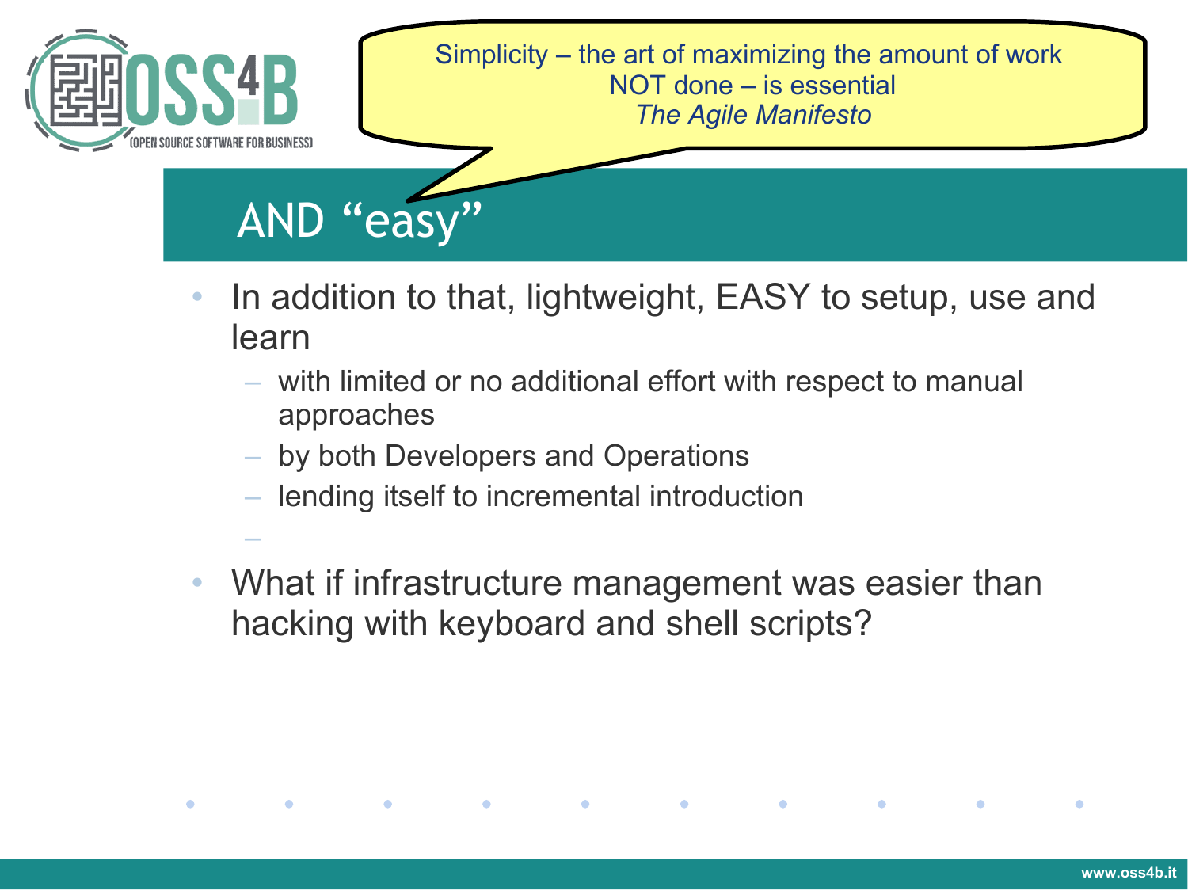> Simplicity – the art of maximizing the amount of work NOT done – is essential
> *The Agile Manifesto*

## AND "easy"

- In addition to that, lightweight, EASY to setup, use and learn
  - with limited or no additional effort with respect to manual approaches
  - by both Developers and Operations
  - lending itself to incremental introduction
- What if infrastructure management was easier than hacking with keyboard and shell scripts?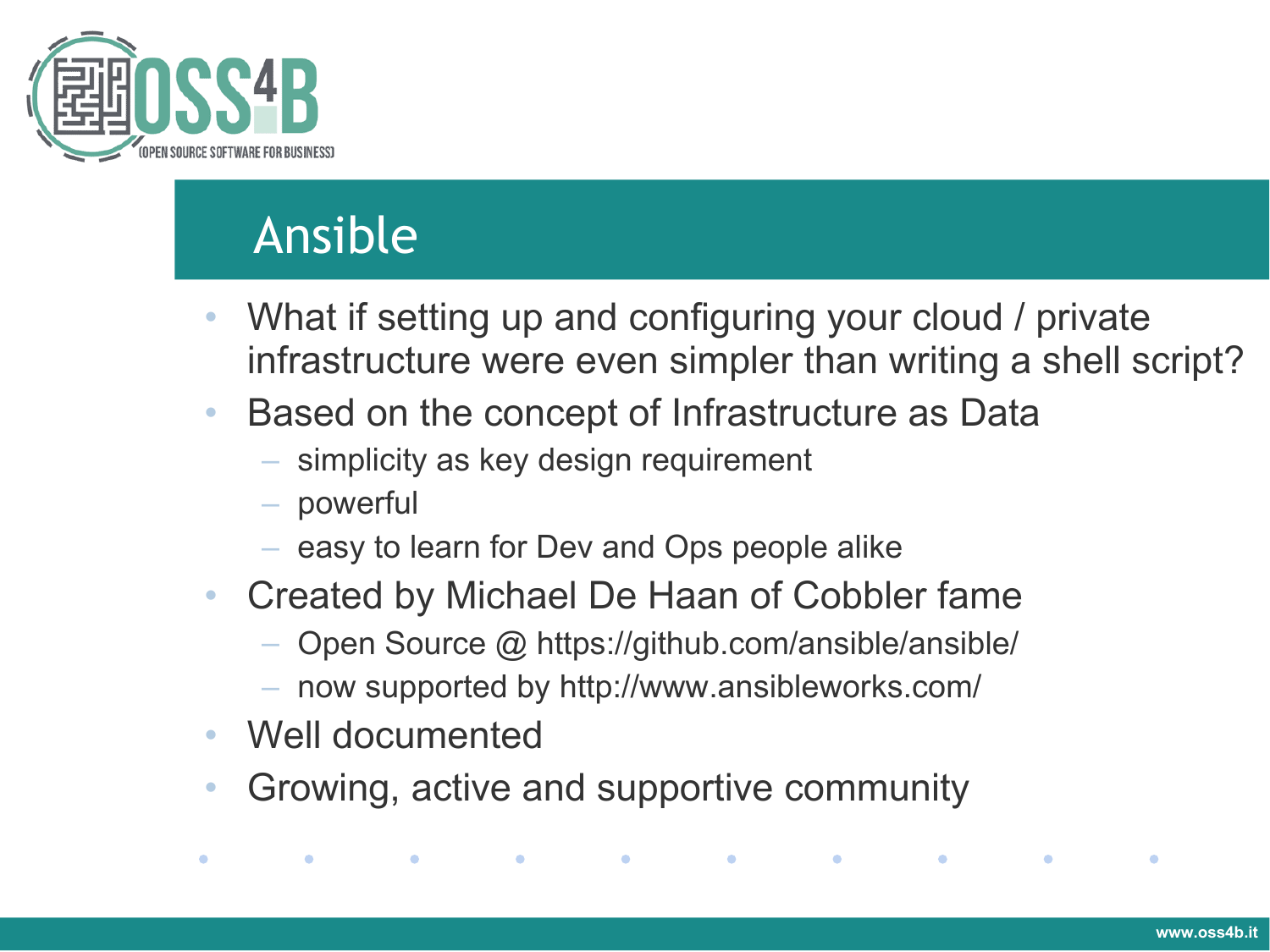# Ansible

- What if setting up and configuring your cloud / private infrastructure were even simpler than writing a shell script?
- Based on the concept of Infrastructure as Data
  - simplicity as key design requirement
  - powerful
  - easy to learn for Dev and Ops people alike
- Created by Michael De Haan of Cobbler fame
  - Open Source @ https://github.com/ansible/ansible/
  - now supported by http://www.ansibleworks.com/
- Well documented
- Growing, active and supportive community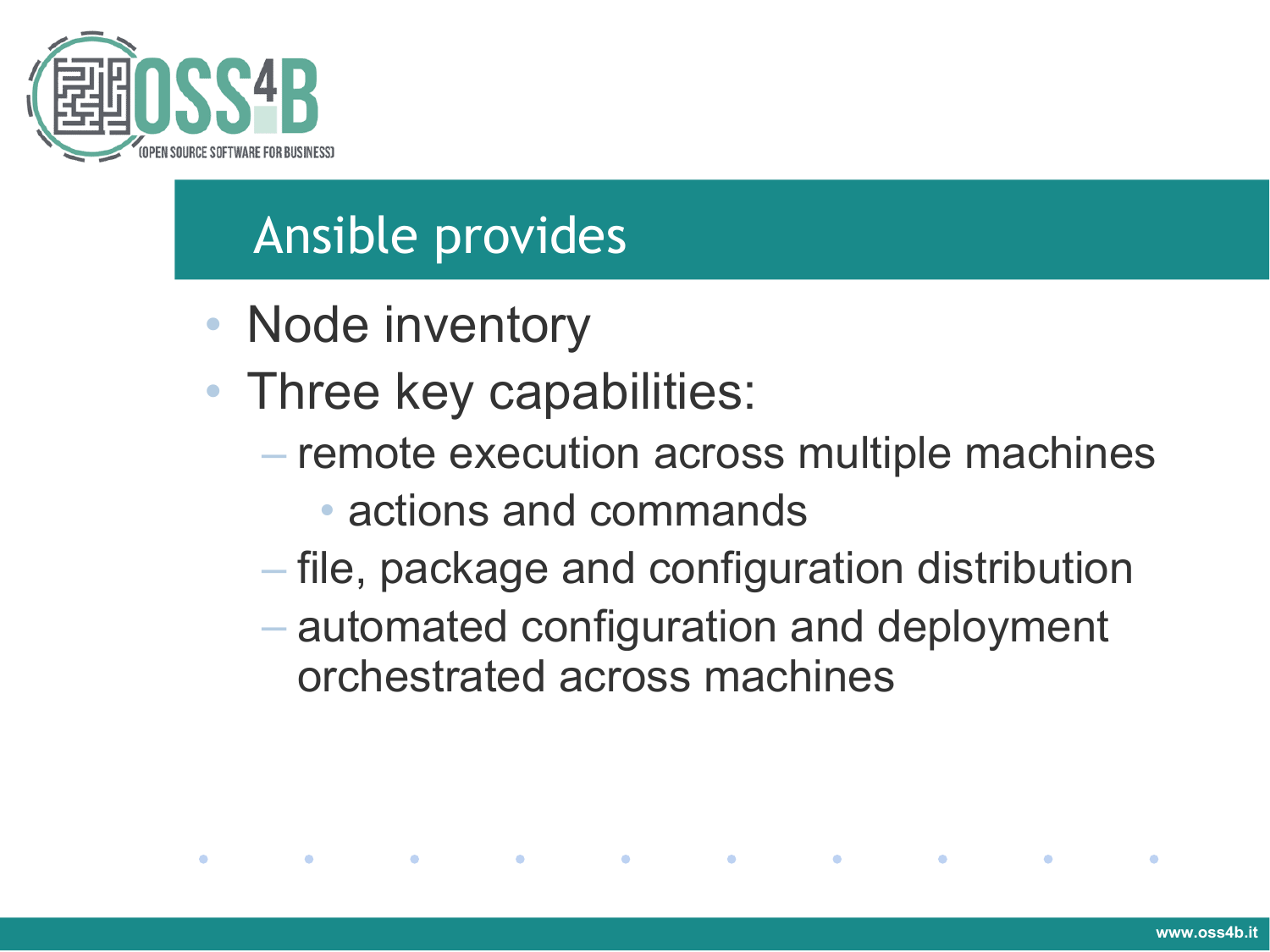# Ansible provides

- Node inventory
- Three key capabilities:
  - remote execution across multiple machines
    - actions and commands
  - file, package and configuration distribution
  - automated configuration and deployment orchestrated across machines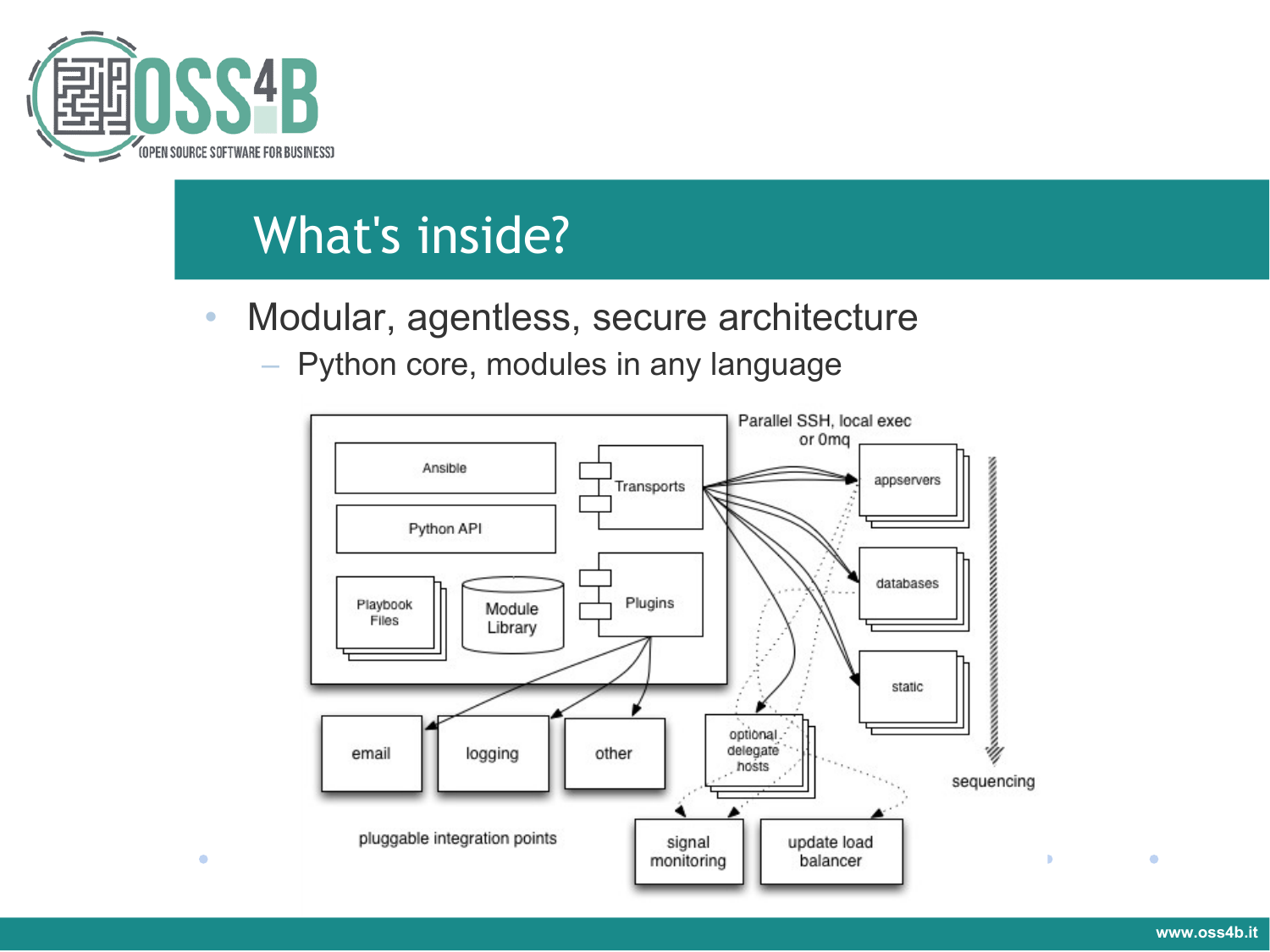# What's inside?

- Modular, agentless, secure architecture
  - Python core, modules in any language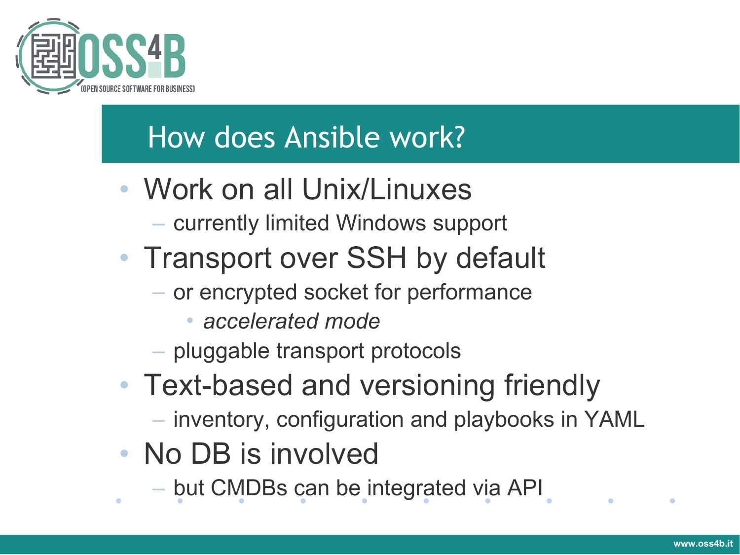## How does Ansible work?

- Work on all Unix/Linuxes
  - currently limited Windows support
- Transport over SSH by default
  - or encrypted socket for performance
    - *accelerated mode*
  - pluggable transport protocols
- Text-based and versioning friendly
  - inventory, configuration and playbooks in YAML
- No DB is involved
  - but CMDBs can be integrated via API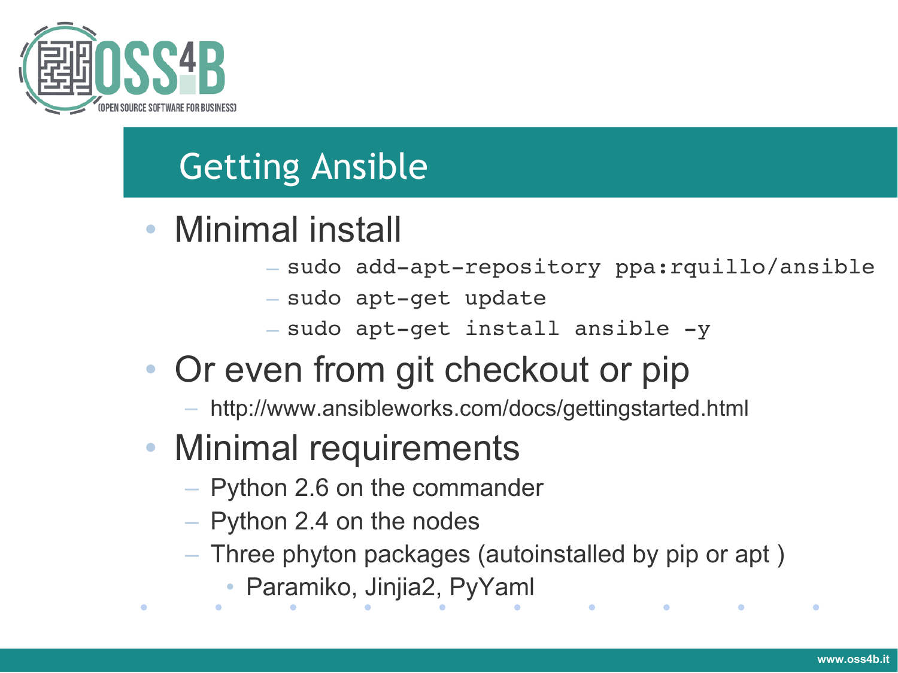# Getting Ansible

- Minimal install
  - `sudo add-apt-repository ppa:rquillo/ansible`
  - `sudo apt-get update`
  - `sudo apt-get install ansible -y`
- Or even from git checkout or pip
  - http://www.ansibleworks.com/docs/gettingstarted.html
- Minimal requirements
  - Python 2.6 on the commander
  - Python 2.4 on the nodes
  - Three phyton packages (autoinstalled by pip or apt )
    - Paramiko, Jinjia2, PyYaml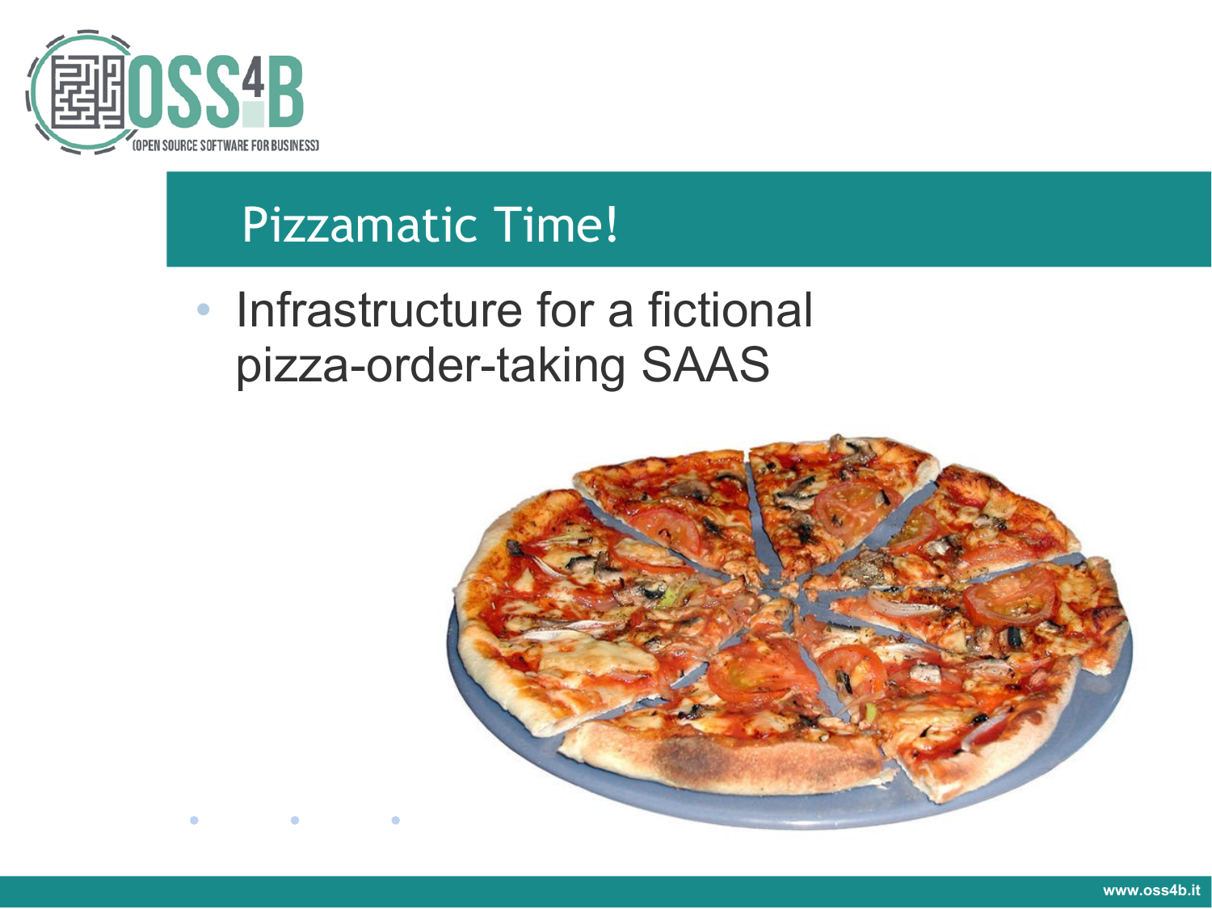## Pizzamatic Time!

- Infrastructure for a fictional pizza-order-taking SAAS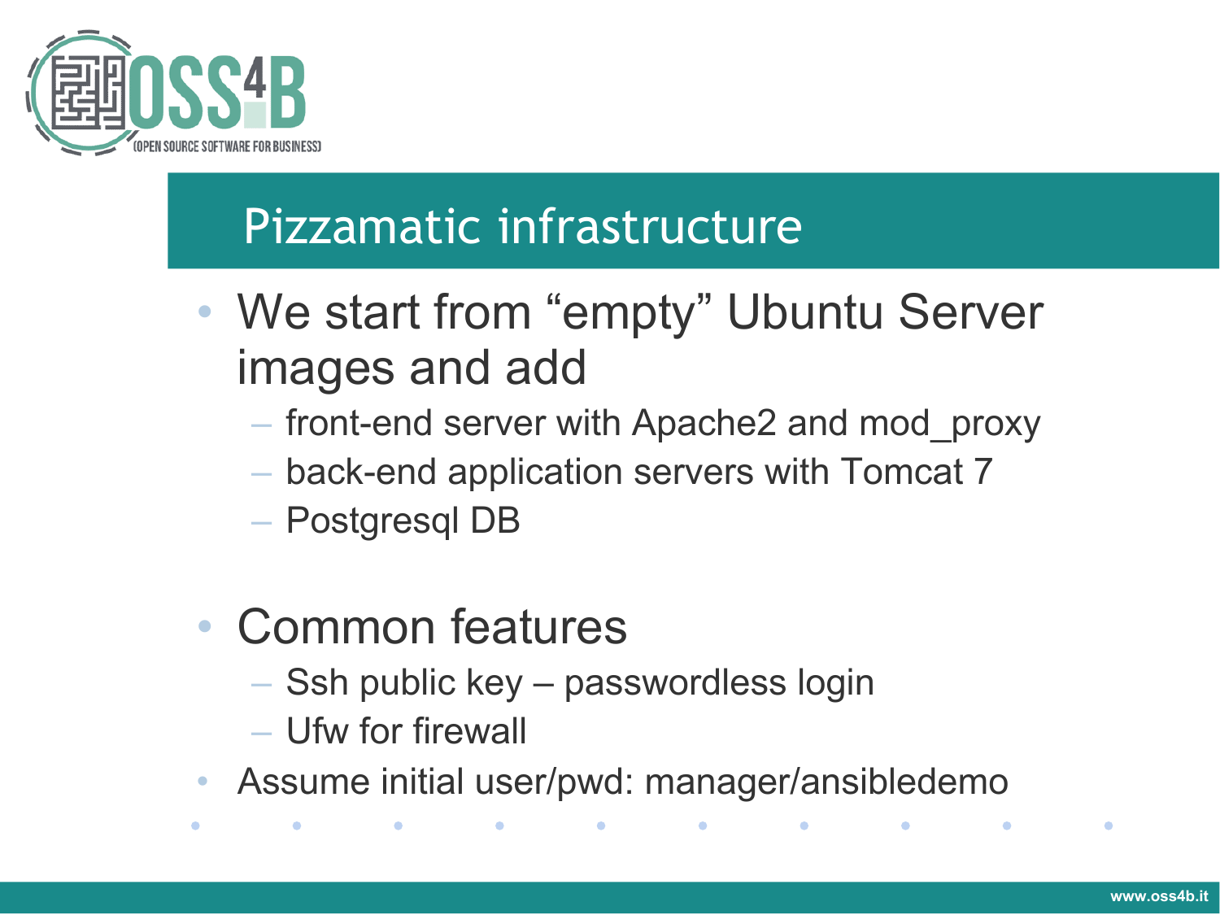# Pizzamatic infrastructure

- We start from “empty” Ubuntu Server images and add
  - front-end server with Apache2 and mod_proxy
  - back-end application servers with Tomcat 7
  - Postgresql DB
- Common features
  - Ssh public key – passwordless login
  - Ufw for firewall
- Assume initial user/pwd: manager/ansibledemo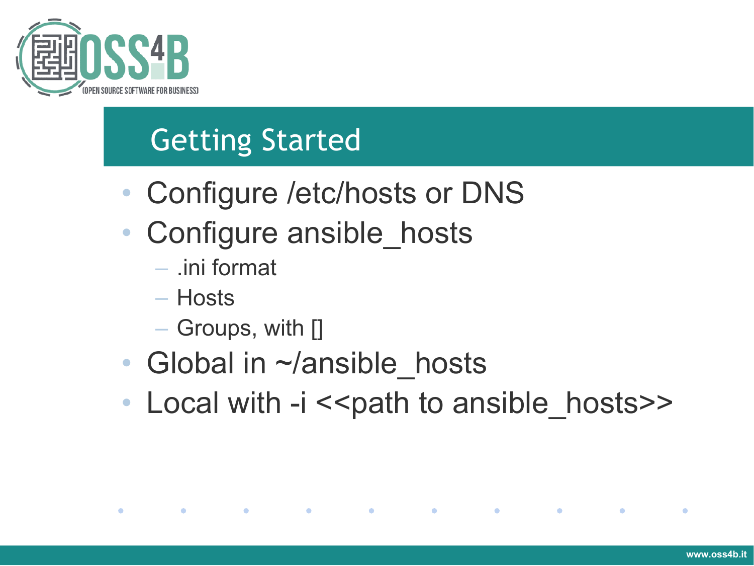## Getting Started

- Configure /etc/hosts or DNS
- Configure ansible_hosts
  - .ini format
  - Hosts
  - Groups, with []
- Global in ~/ansible_hosts
- Local with -i <<path to ansible_hosts>>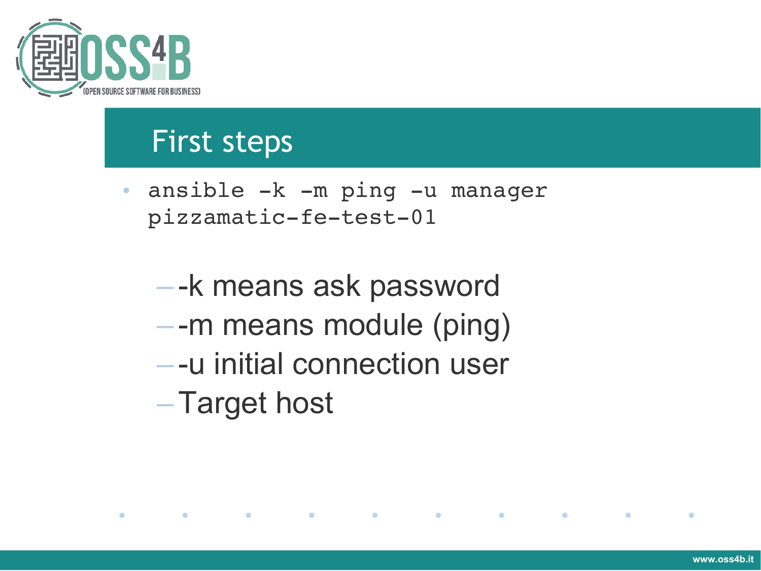# First steps

- `ansible -k -m ping -u manager pizzamatic-fe-test-01`
  - -k means ask password
  - -m means module (ping)
  - -u initial connection user
  - Target host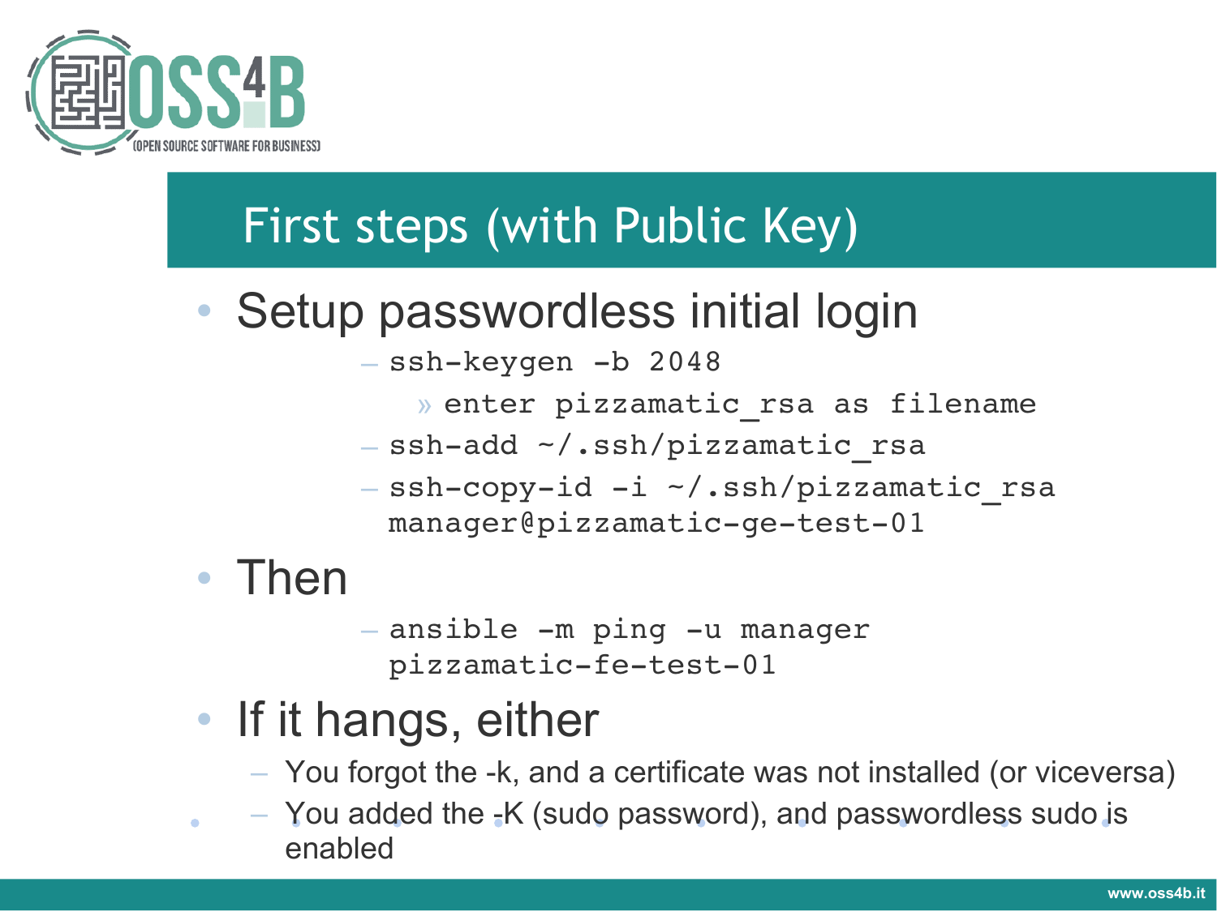# First steps (with Public Key)

- Setup passwordless initial login
  - `ssh-keygen -b 2048`
    - enter `pizzamatic_rsa` as filename
  - `ssh-add ~/.ssh/pizzamatic_rsa`
  - `ssh-copy-id -i ~/.ssh/pizzamatic_rsa manager@pizzamatic-ge-test-01`
- Then
  - `ansible -m ping -u manager pizzamatic-fe-test-01`
- If it hangs, either
  - You forgot the -k, and a certificate was not installed (or viceversa)
  - You added the -K (sudo password), and passwordless sudo is enabled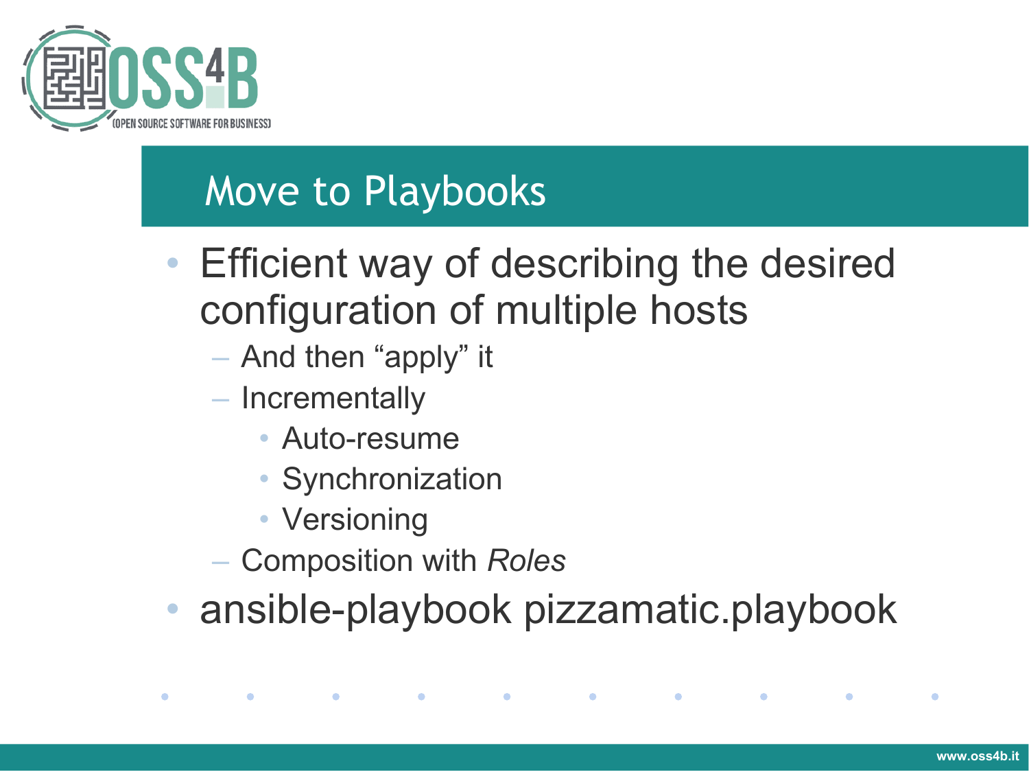# Move to Playbooks

- Efficient way of describing the desired configuration of multiple hosts
  - And then “apply” it
  - Incrementally
    - Auto-resume
    - Synchronization
    - Versioning
  - Composition with *Roles*
- ansible-playbook pizzamatic.playbook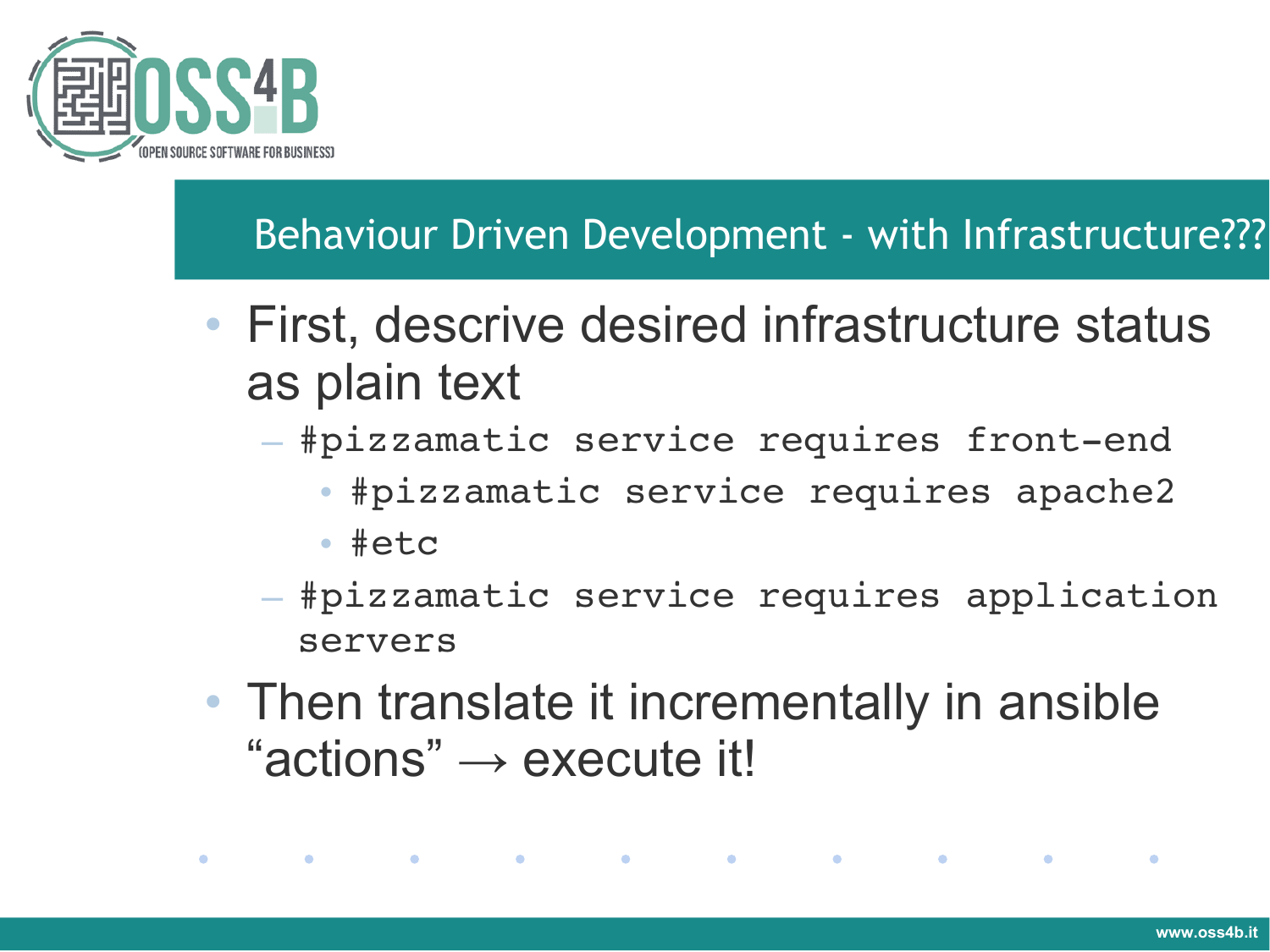## Behaviour Driven Development - with Infrastructure???

- First, descrive desired infrastructure status as plain text
  - #pizzamatic service requires front-end
    - #pizzamatic service requires apache2
    - #etc
  - #pizzamatic service requires application servers
- Then translate it incrementally in ansible "actions" → execute it!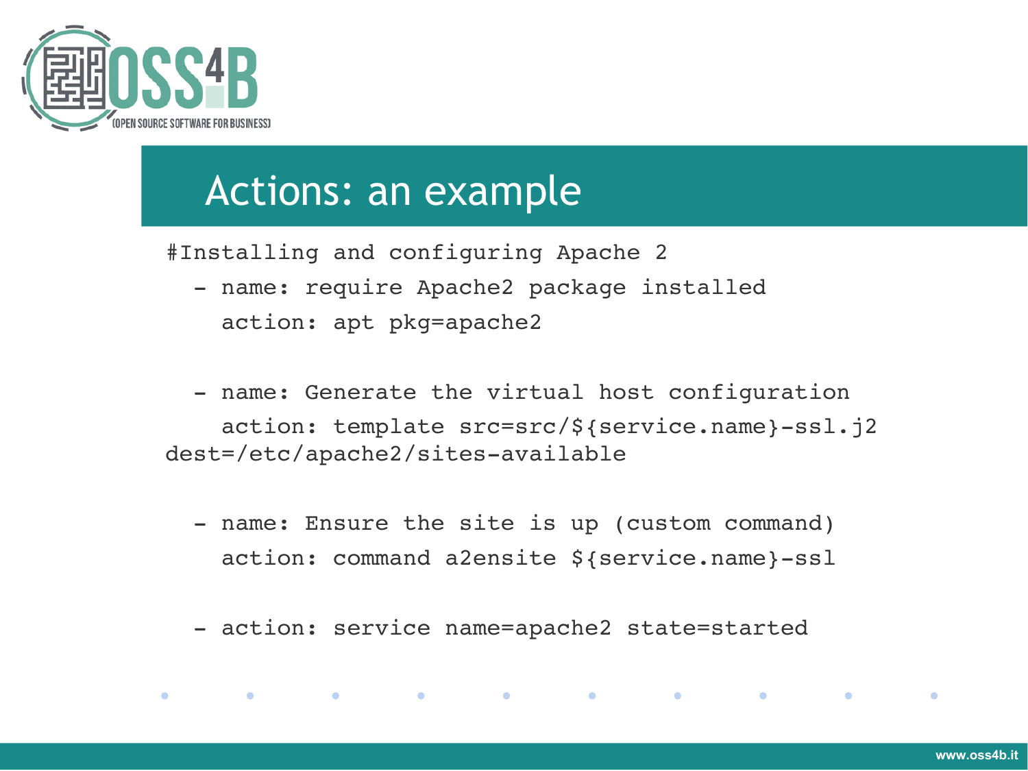# Actions: an example

```
#Installing and configuring Apache 2
  - name: require Apache2 package installed
    action: apt pkg=apache2

  - name: Generate the virtual host configuration
    action: template src=src/${service.name}-ssl.j2
dest=/etc/apache2/sites-available

  - name: Ensure the site is up (custom command)
    action: command a2ensite ${service.name}-ssl

  - action: service name=apache2 state=started
```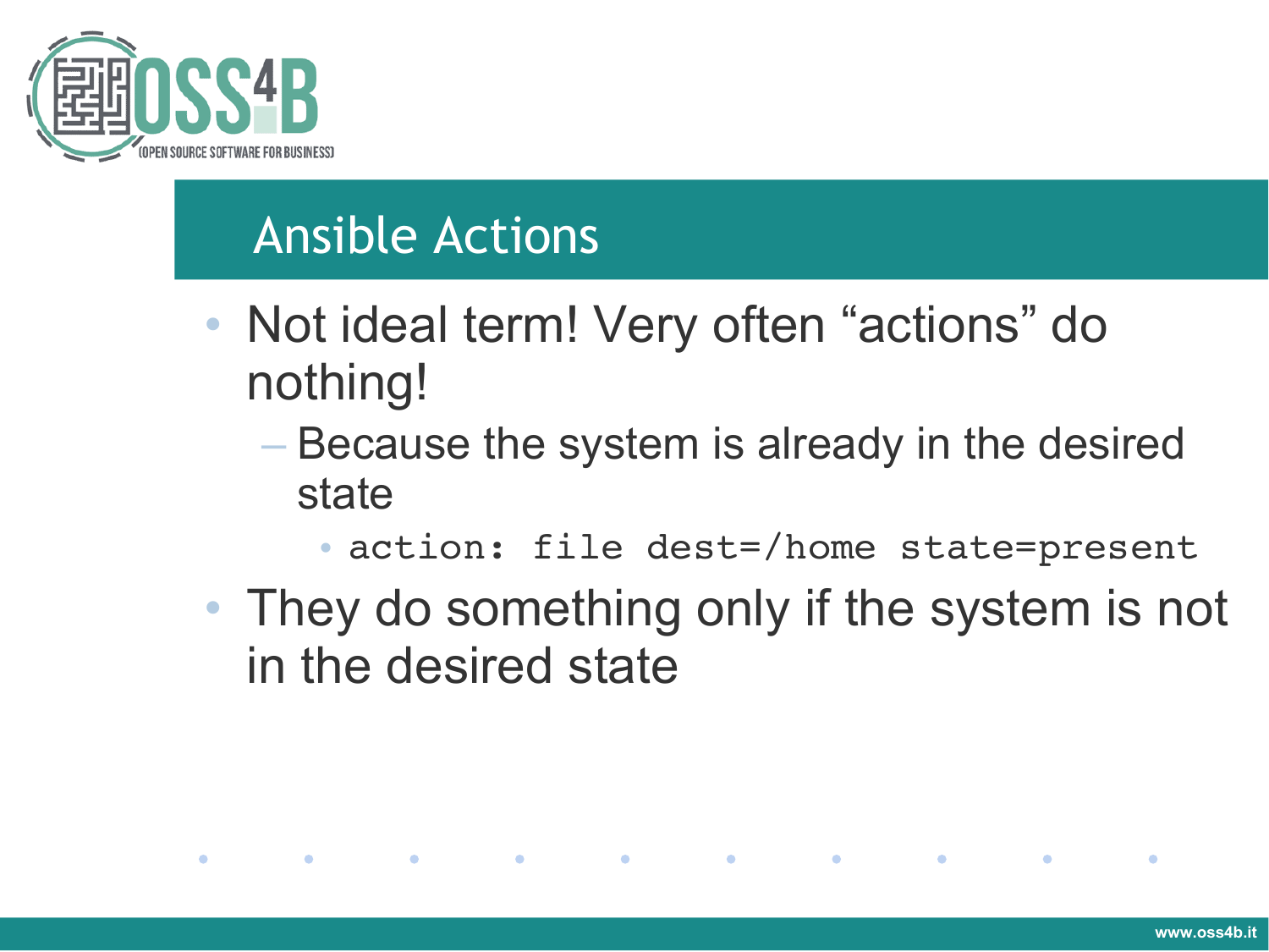# Ansible Actions

- Not ideal term! Very often “actions” do nothing!
  - Because the system is already in the desired state
    - `action: file dest=/home state=present`
- They do something only if the system is not in the desired state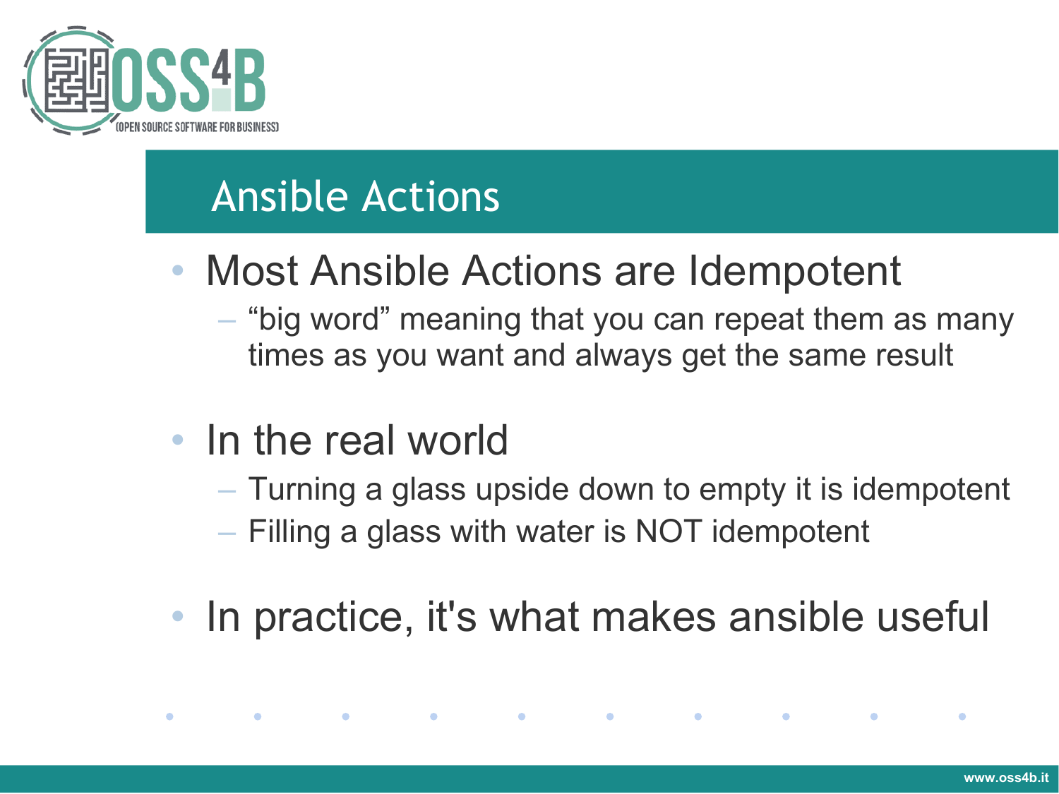# Ansible Actions

- Most Ansible Actions are Idempotent
  - “big word” meaning that you can repeat them as many times as you want and always get the same result
- In the real world
  - Turning a glass upside down to empty it is idempotent
  - Filling a glass with water is NOT idempotent
- In practice, it's what makes ansible useful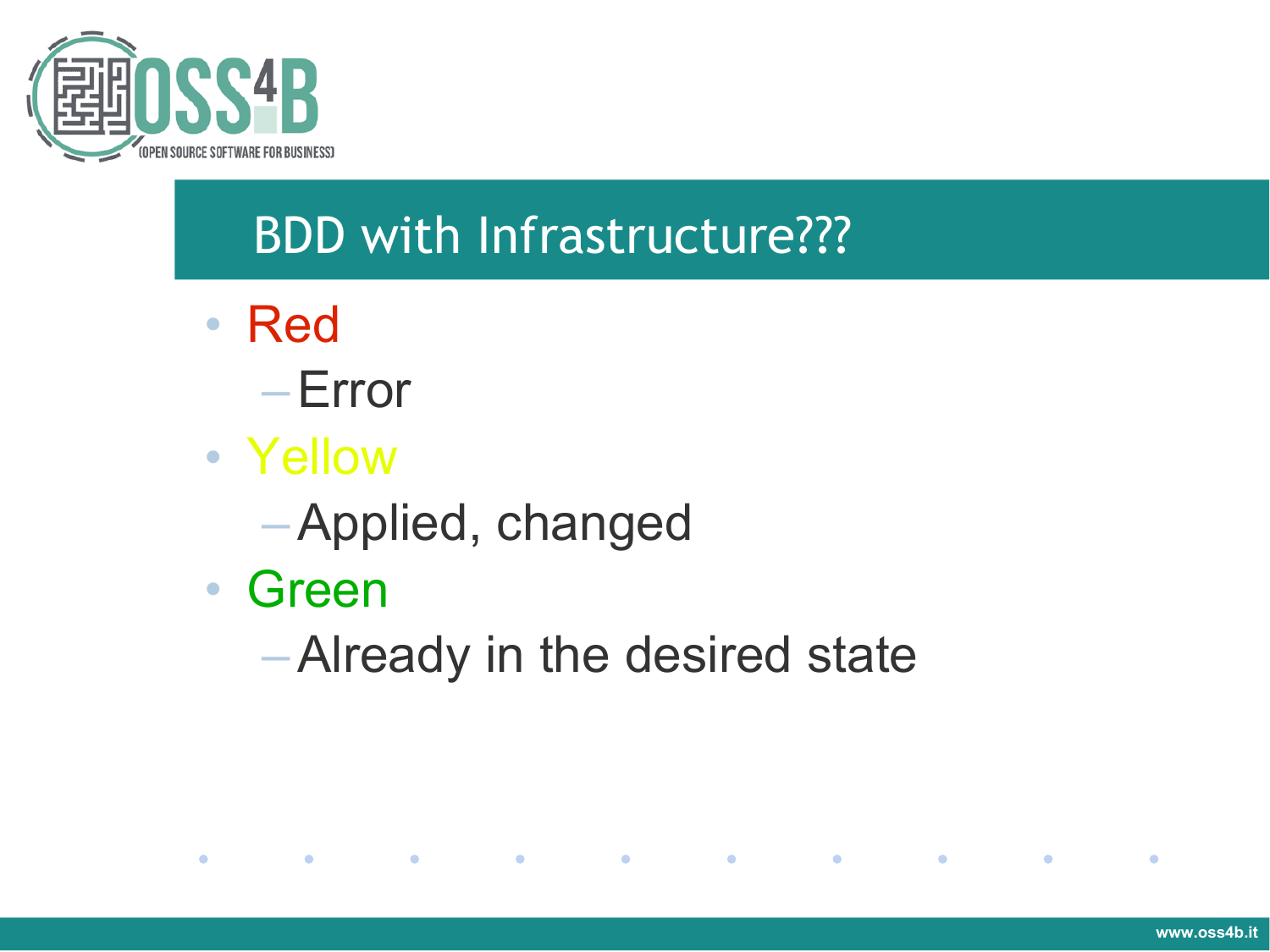# BDD with Infrastructure???

- Red
  - Error
- Yellow
  - Applied, changed
- Green
  - Already in the desired state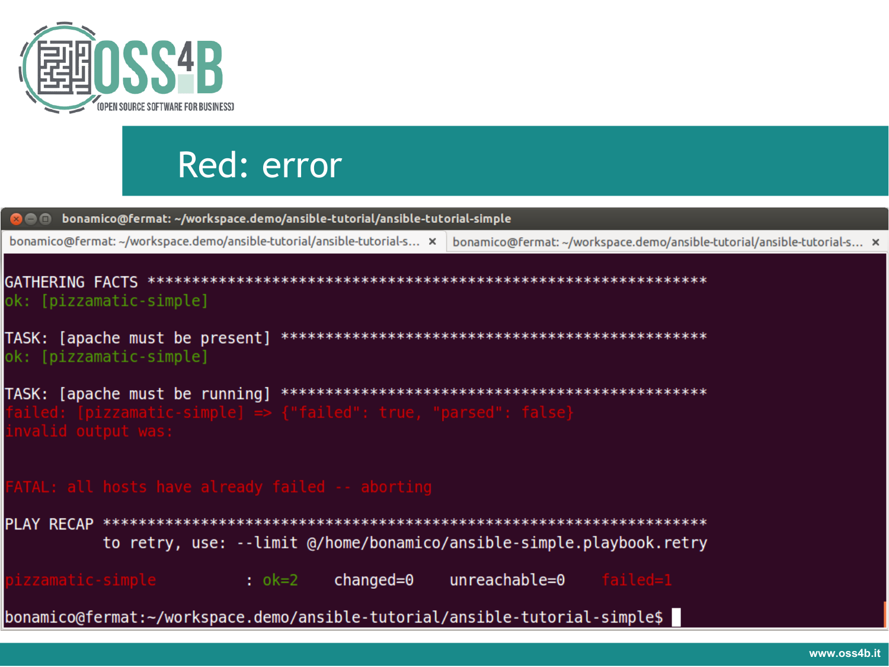# Red: error

```
GATHERING FACTS ***************************************************************
ok: [pizzamatic-simple]

TASK: [apache must be present] ***********************************************
ok: [pizzamatic-simple]

TASK: [apache must be running] ***********************************************
failed: [pizzamatic-simple] => {"failed": true, "parsed": false}
invalid output was:


FATAL: all hosts have already failed -- aborting

PLAY RECAP ********************************************************************
           to retry, use: --limit @/home/bonamico/ansible-simple.playbook.retry

pizzamatic-simple          : ok=2    changed=0    unreachable=0    failed=1

bonamico@fermat:~/workspace.demo/ansible-tutorial/ansible-tutorial-simple$
```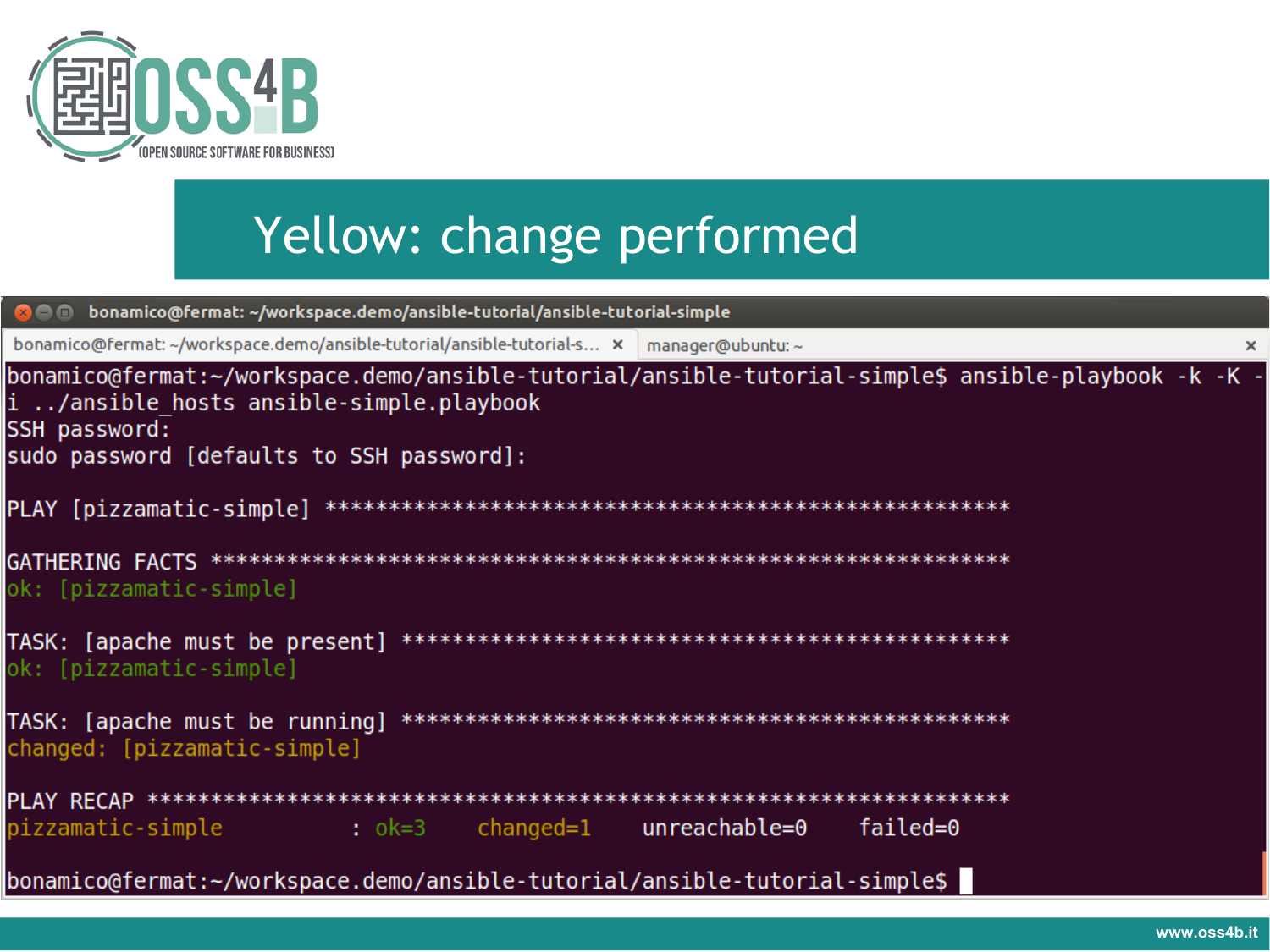# Yellow: change performed

```
bonamico@fermat:~/workspace.demo/ansible-tutorial/ansible-tutorial-simple$ ansible-playbook -k -K -i ../ansible_hosts ansible-simple.playbook
SSH password:
sudo password [defaults to SSH password]:

PLAY [pizzamatic-simple] *****************************************************

GATHERING FACTS **************************************************************
ok: [pizzamatic-simple]

TASK: [apache must be present] ***********************************************
ok: [pizzamatic-simple]

TASK: [apache must be running] ***********************************************
changed: [pizzamatic-simple]

PLAY RECAP *******************************************************************
pizzamatic-simple          : ok=3    changed=1    unreachable=0    failed=0

bonamico@fermat:~/workspace.demo/ansible-tutorial/ansible-tutorial-simple$
```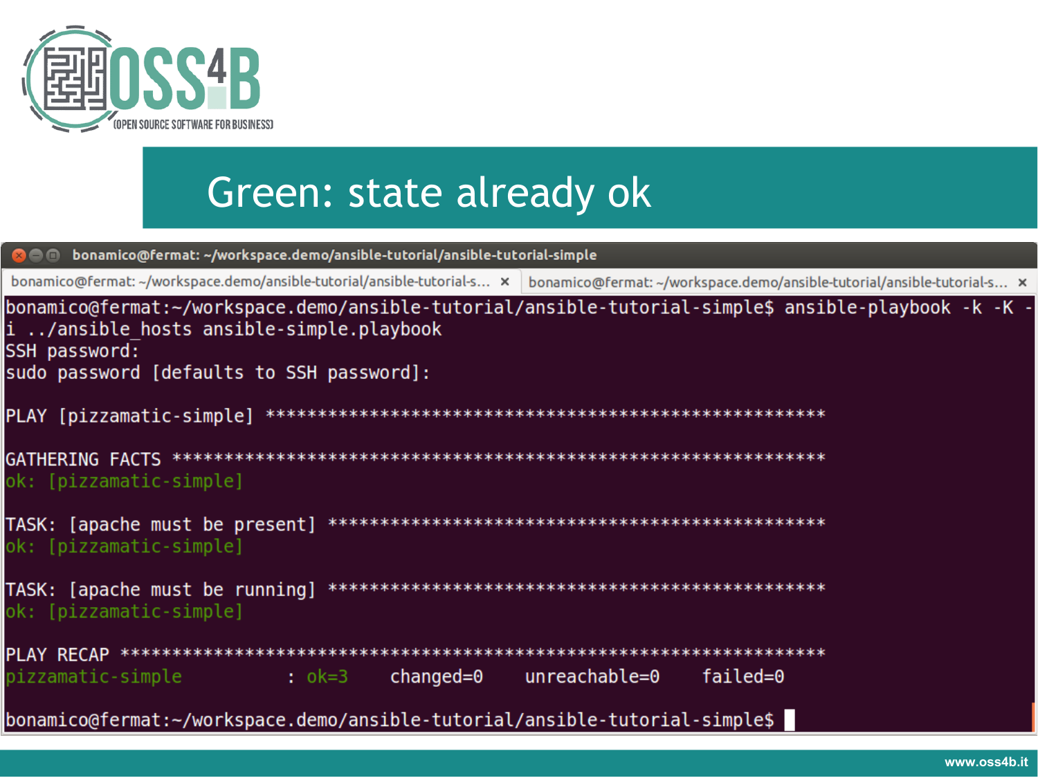# Green: state already ok

```
bonamico@fermat:~/workspace.demo/ansible-tutorial/ansible-tutorial-simple$ ansible-playbook -k -K -
i ../ansible_hosts ansible-simple.playbook
SSH password:
sudo password [defaults to SSH password]:

PLAY [pizzamatic-simple] *****************************************************

GATHERING FACTS **************************************************************
ok: [pizzamatic-simple]

TASK: [apache must be present] ***********************************************
ok: [pizzamatic-simple]

TASK: [apache must be running] ***********************************************
ok: [pizzamatic-simple]

PLAY RECAP *******************************************************************
pizzamatic-simple          : ok=3    changed=0    unreachable=0    failed=0

bonamico@fermat:~/workspace.demo/ansible-tutorial/ansible-tutorial-simple$
```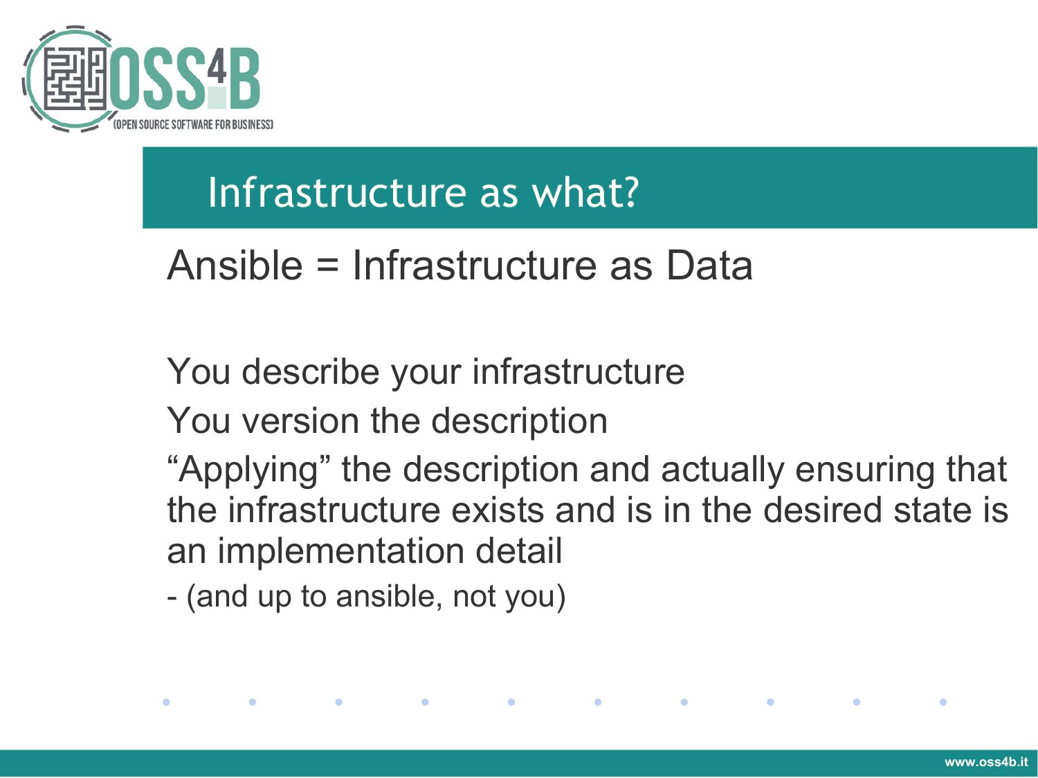## Infrastructure as what?

Ansible = Infrastructure as Data

You describe your infrastructure

You version the description

“Applying” the description and actually ensuring that the infrastructure exists and is in the desired state is an implementation detail

- (and up to ansible, not you)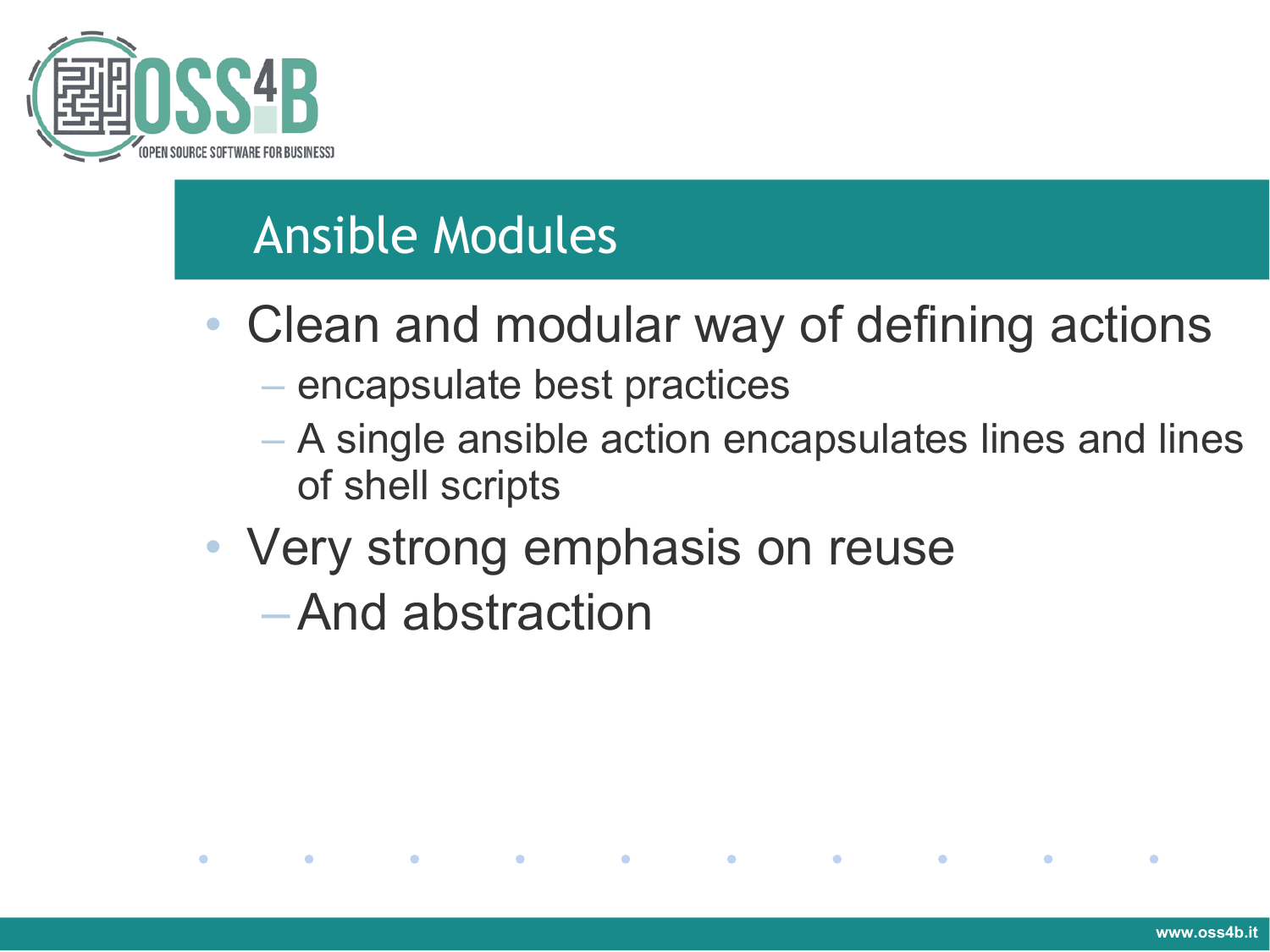# Ansible Modules

- Clean and modular way of defining actions
  - encapsulate best practices
  - A single ansible action encapsulates lines and lines of shell scripts
- Very strong emphasis on reuse
  - And abstraction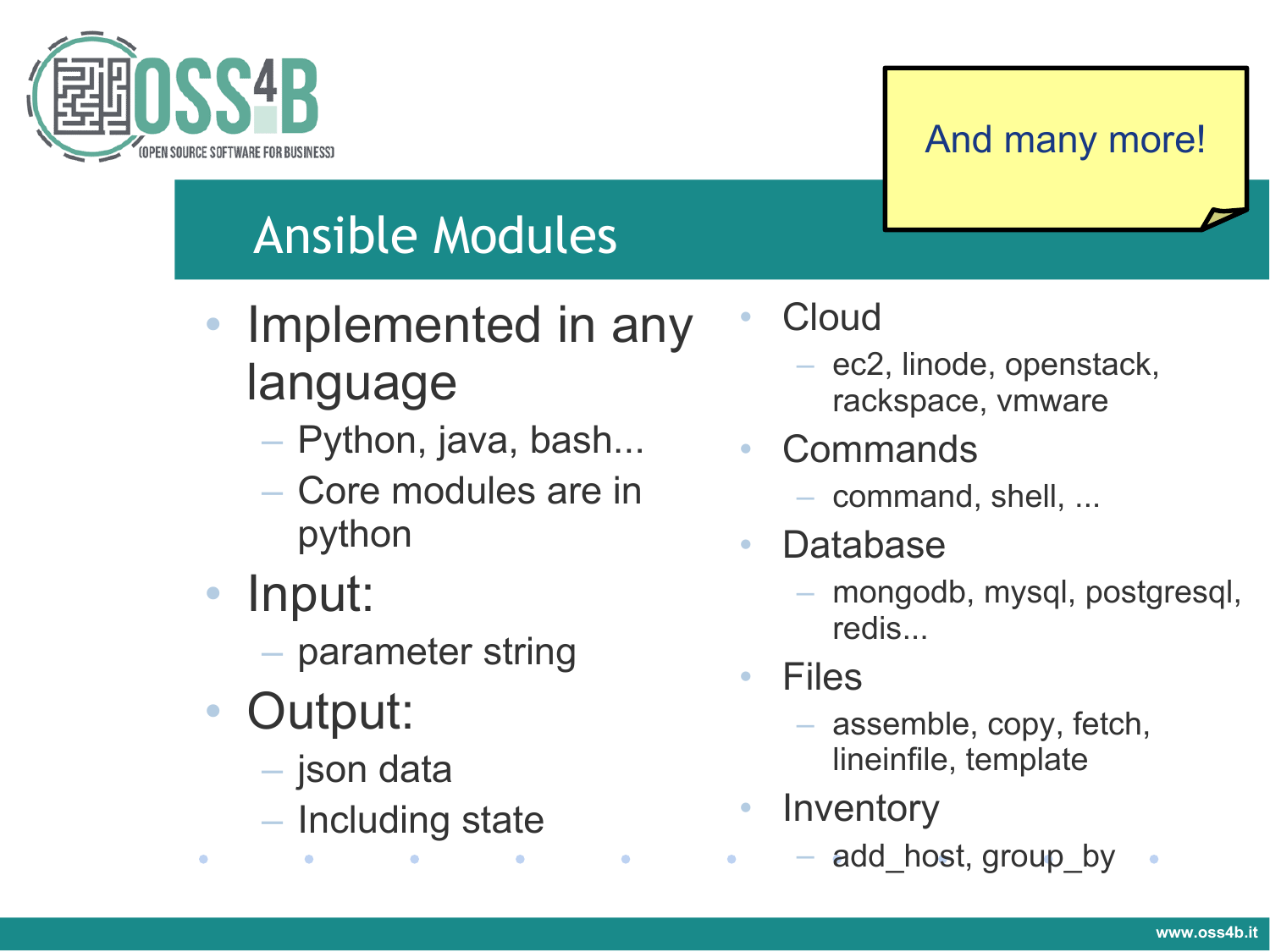# Ansible Modules

And many more!

- Implemented in any language
  - Python, java, bash...
  - Core modules are in python
- Input:
  - parameter string
- Output:
  - json data
  - Including state

- Cloud
  - ec2, linode, openstack, rackspace, vmware
- Commands
  - command, shell, ...
- Database
  - mongodb, mysql, postgresql, redis...
- Files
  - assemble, copy, fetch, lineinfile, template
- Inventory
  - add_host, group_by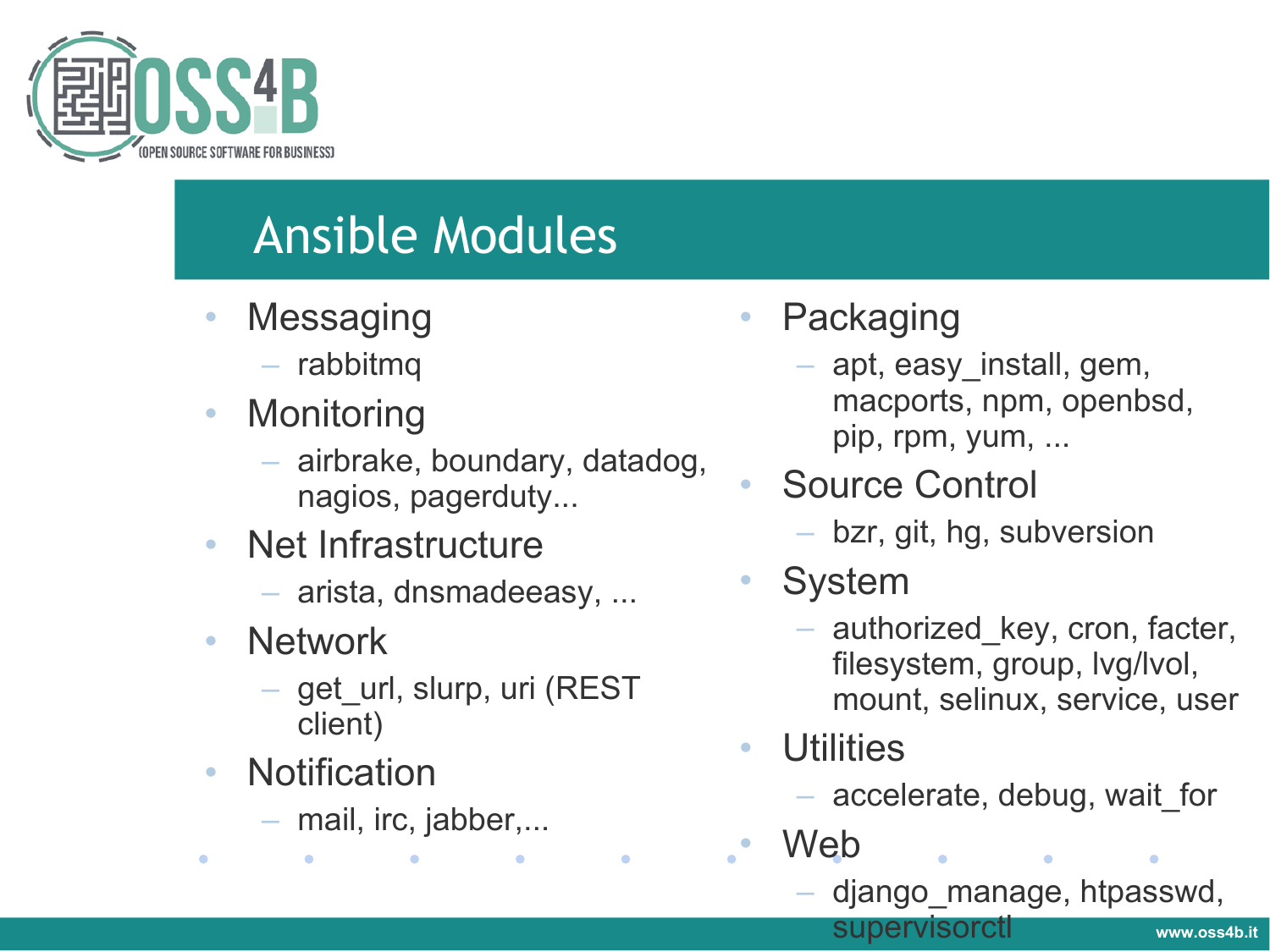# Ansible Modules

- Messaging
  - rabbitmq
- Monitoring
  - airbrake, boundary, datadog, nagios, pagerduty...
- Net Infrastructure
  - arista, dnsmadeeasy, ...
- Network
  - get_url, slurp, uri (REST client)
- Notification
  - mail, irc, jabber,...
- Packaging
  - apt, easy_install, gem, macports, npm, openbsd, pip, rpm, yum, ...
- Source Control
  - bzr, git, hg, subversion
- System
  - authorized_key, cron, facter, filesystem, group, lvg/lvol, mount, selinux, service, user
- Utilities
  - accelerate, debug, wait_for
- Web
  - django_manage, htpasswd, supervisorctl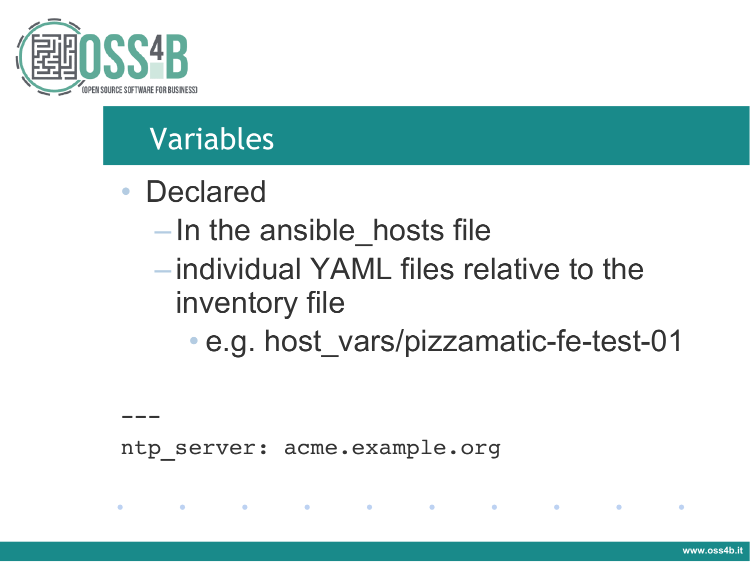## Variables

- Declared
  - In the ansible_hosts file
  - individual YAML files relative to the inventory file
    - e.g. host_vars/pizzamatic-fe-test-01

```
---
ntp_server: acme.example.org
```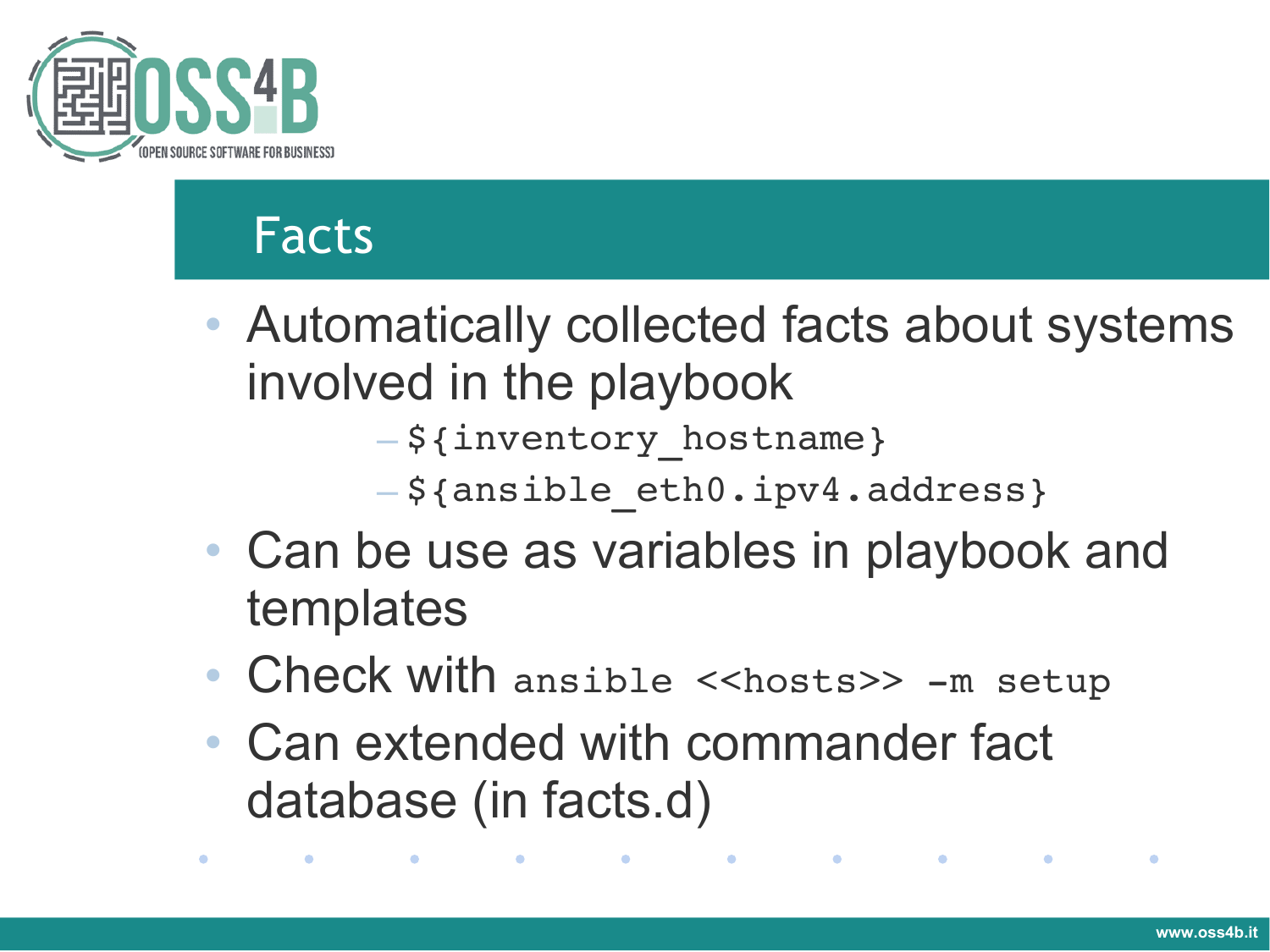# Facts

- Automatically collected facts about systems involved in the playbook
  - `${inventory_hostname}`
  - `${ansible_eth0.ipv4.address}`
- Can be use as variables in playbook and templates
- Check with `ansible <<hosts>> -m setup`
- Can extended with commander fact database (in facts.d)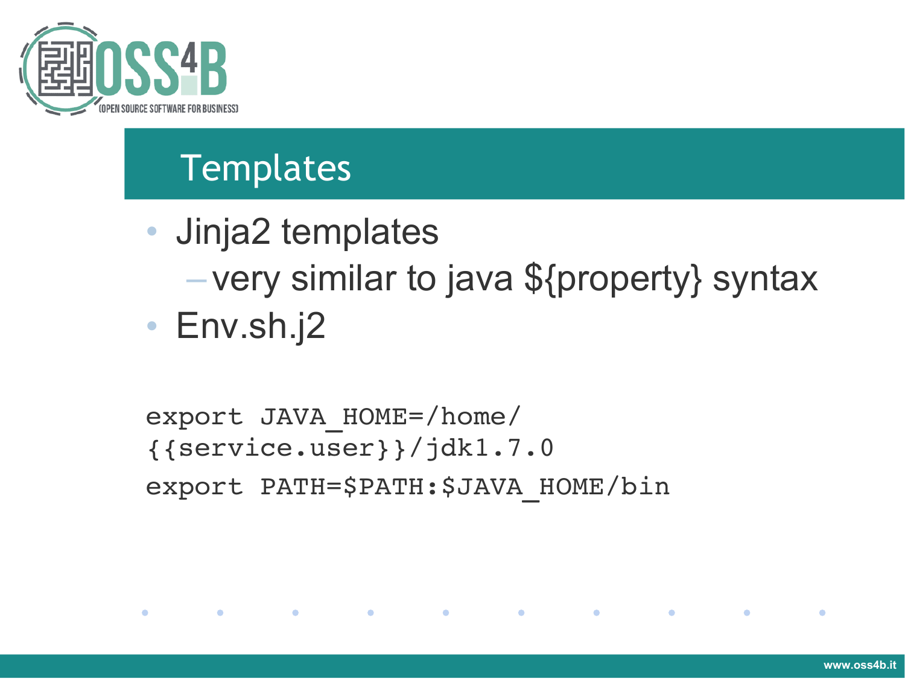# Templates

- Jinja2 templates
  - very similar to java ${property} syntax
- Env.sh.j2

```
export JAVA_HOME=/home/
{{service.user}}/jdk1.7.0
export PATH=$PATH:$JAVA_HOME/bin
```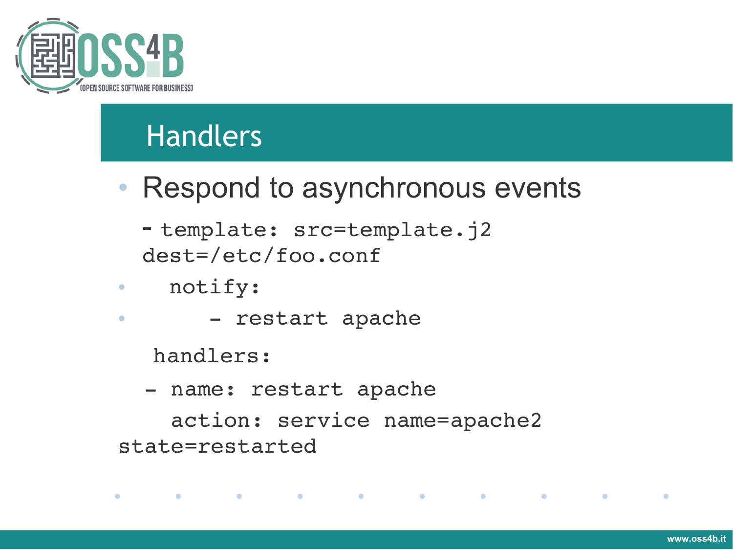# Handlers

- Respond to asynchronous events

```
- template: src=template.j2
dest=/etc/foo.conf
  notify:
     - restart apache

 handlers:
 - name: restart apache
   action: service name=apache2
state=restarted
```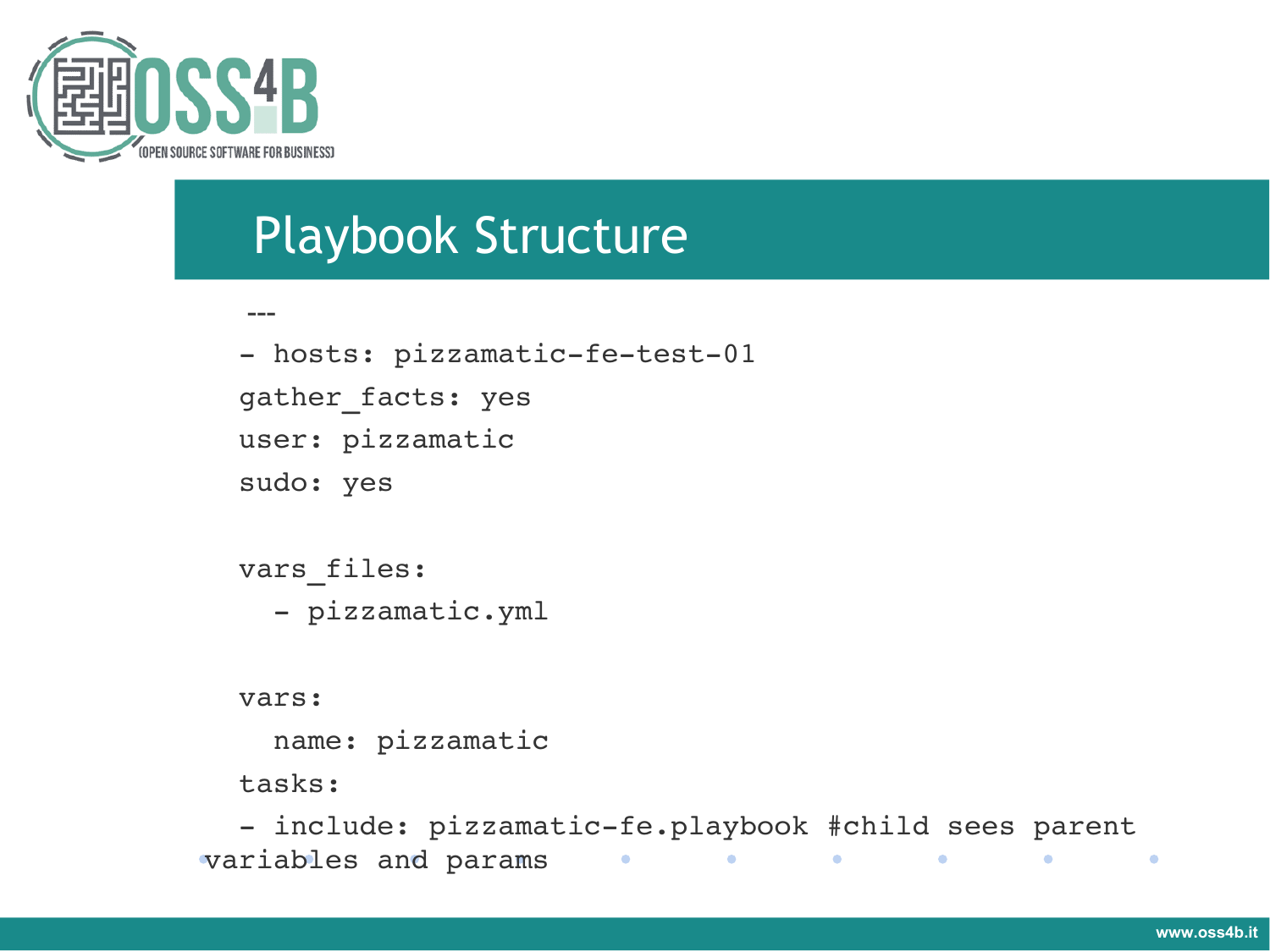## Playbook Structure

```
---
- hosts: pizzamatic-fe-test-01
  gather_facts: yes
  user: pizzamatic
  sudo: yes

  vars_files:
    - pizzamatic.yml

  vars:
    name: pizzamatic
  tasks:
  - include: pizzamatic-fe.playbook #child sees parent variables and params
```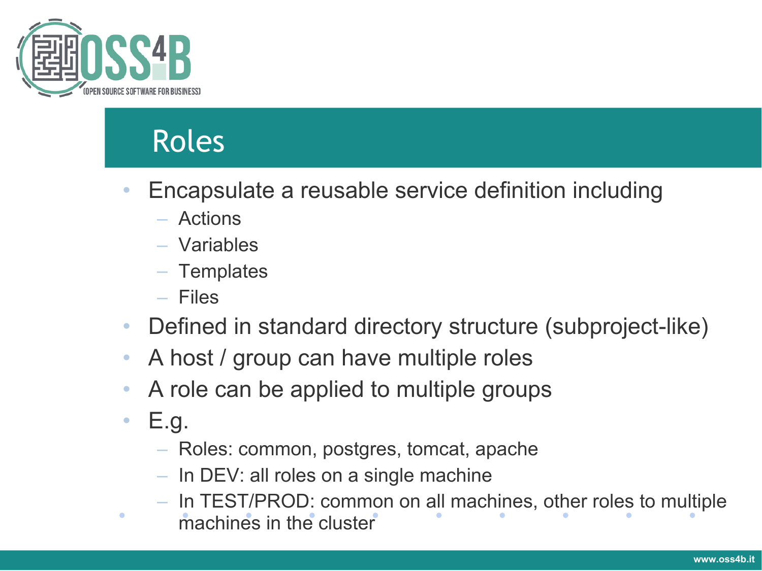## Roles

- Encapsulate a reusable service definition including
  - Actions
  - Variables
  - Templates
  - Files
- Defined in standard directory structure (subproject-like)
- A host / group can have multiple roles
- A role can be applied to multiple groups
- E.g.
  - Roles: common, postgres, tomcat, apache
  - In DEV: all roles on a single machine
  - In TEST/PROD: common on all machines, other roles to multiple machines in the cluster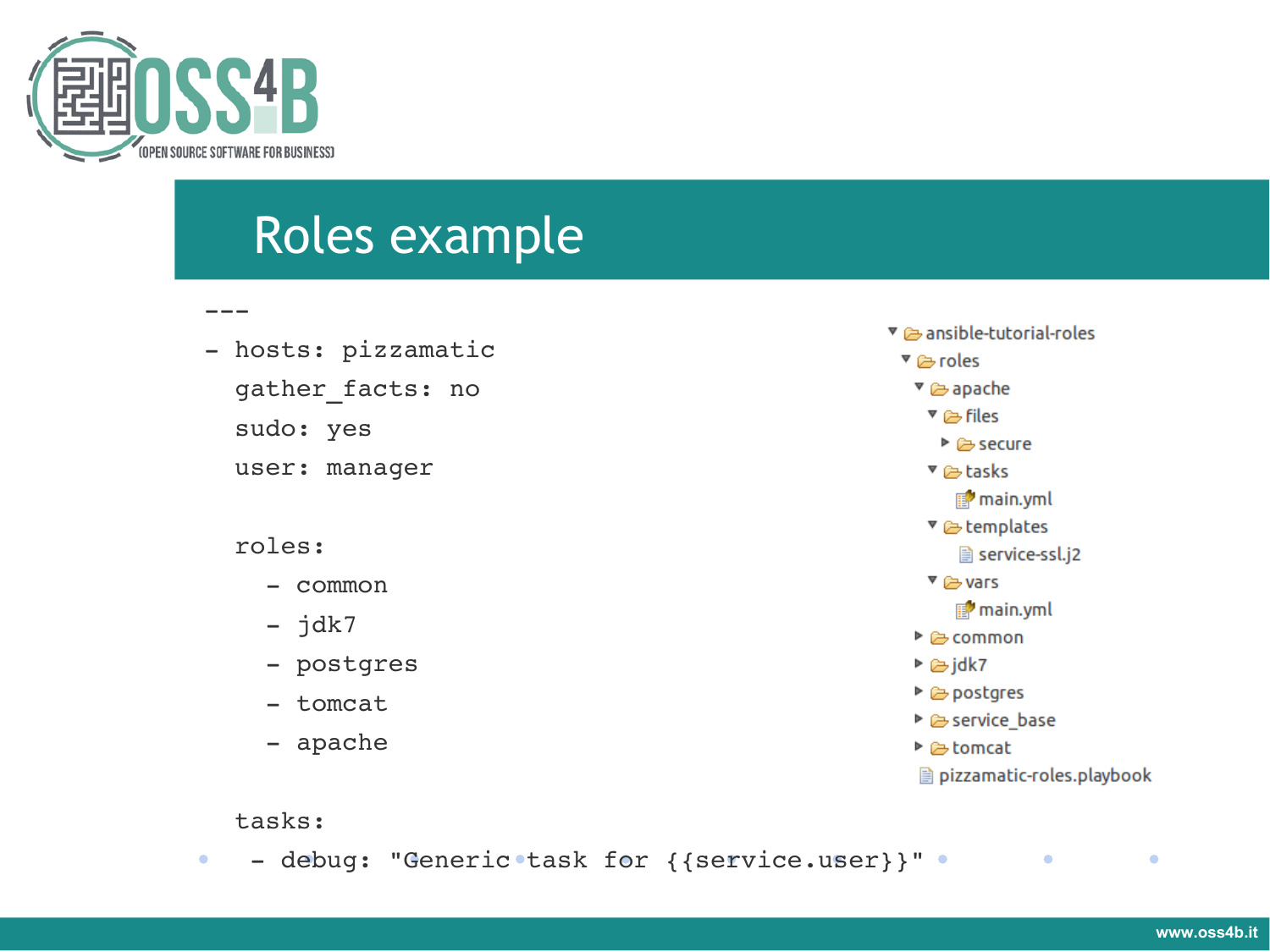## Roles example

```
---
- hosts: pizzamatic
  gather_facts: no
  sudo: yes
  user: manager

  roles:
    - common
    - jdk7
    - postgres
    - tomcat
    - apache

  tasks:
   - debug: "Generic task for {{service.user}}"
```

```
ansible-tutorial-roles
  roles
    apache
      files
        secure
      tasks
        main.yml
      templates
        service-ssl.j2
      vars
        main.yml
    common
    jdk7
    postgres
    service_base
    tomcat
  pizzamatic-roles.playbook
```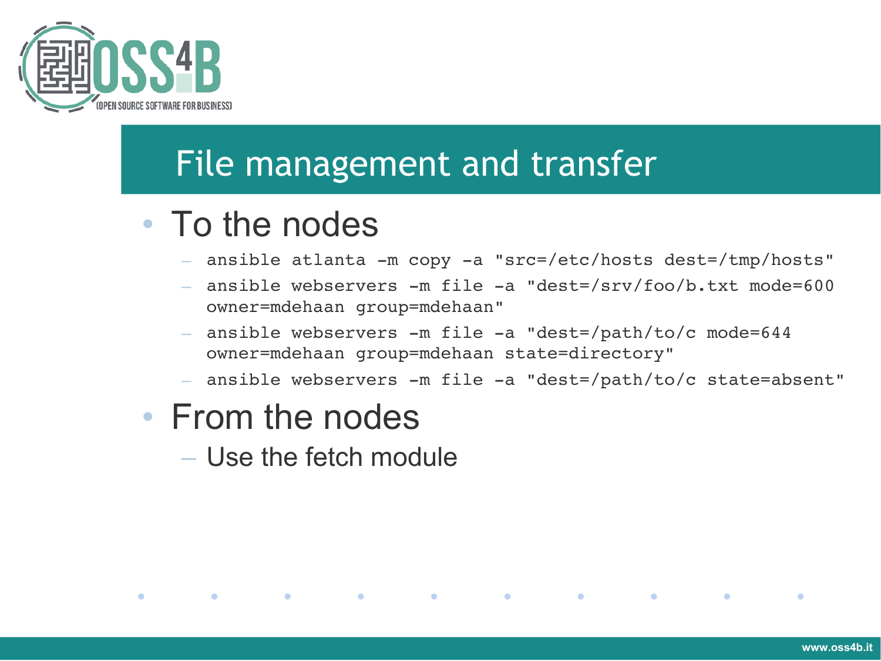# File management and transfer

- To the nodes
  - `ansible atlanta -m copy -a "src=/etc/hosts dest=/tmp/hosts"`
  - `ansible webservers -m file -a "dest=/srv/foo/b.txt mode=600 owner=mdehaan group=mdehaan"`
  - `ansible webservers -m file -a "dest=/path/to/c mode=644 owner=mdehaan group=mdehaan state=directory"`
  - `ansible webservers -m file -a "dest=/path/to/c state=absent"`
- From the nodes
  - Use the fetch module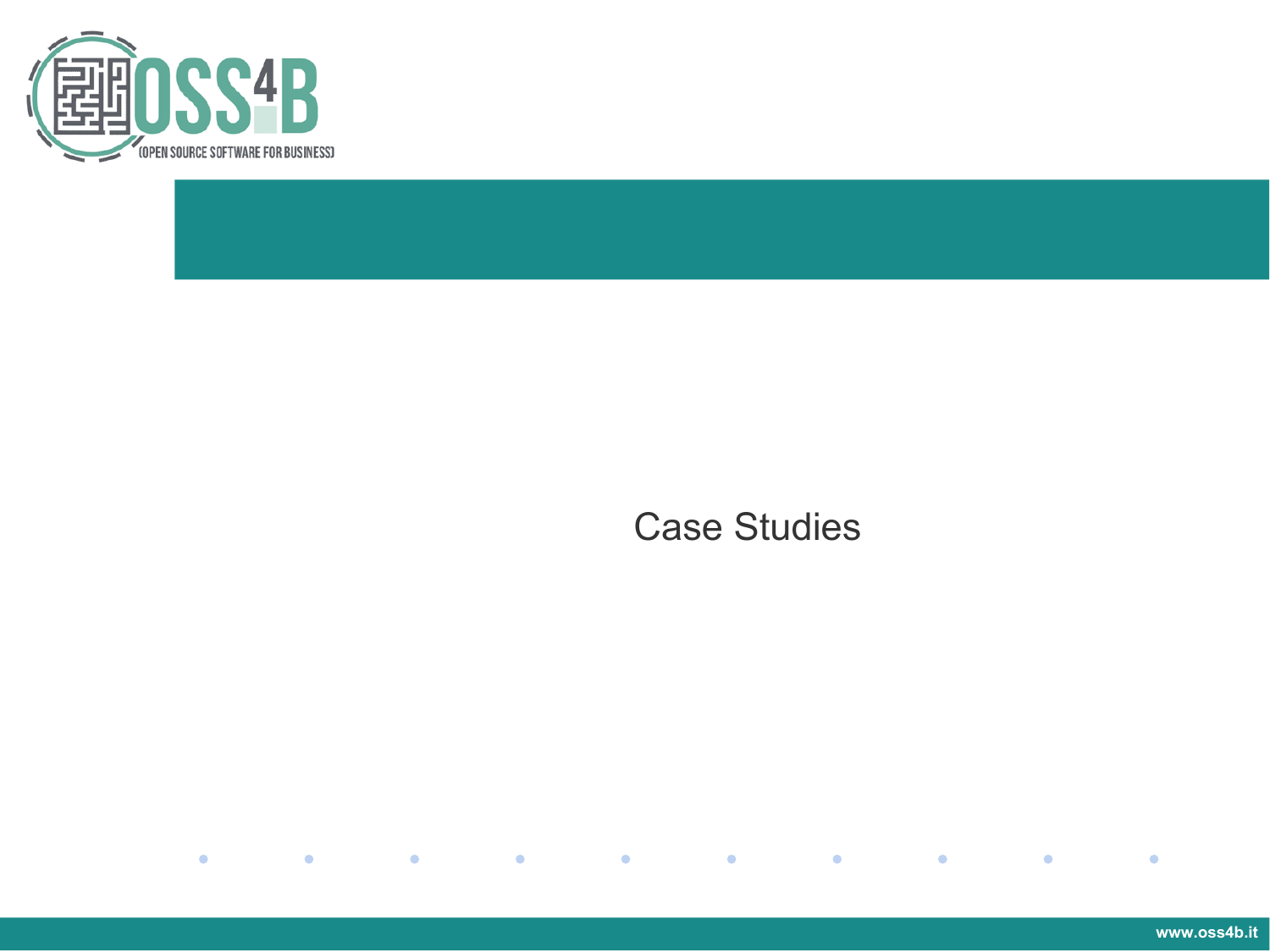# Case Studies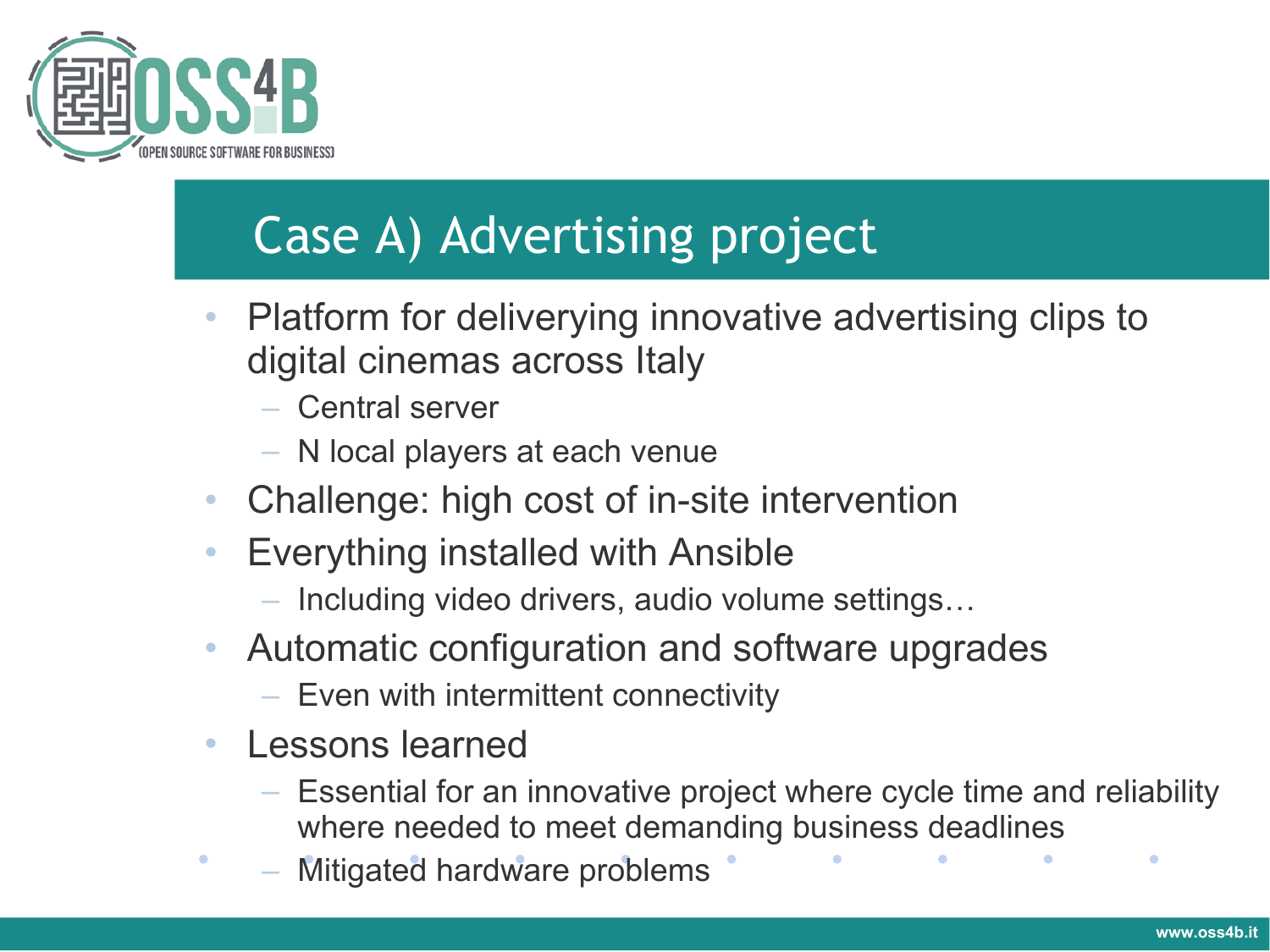# Case A) Advertising project

- Platform for deliverying innovative advertising clips to digital cinemas across Italy
  - Central server
  - N local players at each venue
- Challenge: high cost of in-site intervention
- Everything installed with Ansible
  - Including video drivers, audio volume settings…
- Automatic configuration and software upgrades
  - Even with intermittent connectivity
- Lessons learned
  - Essential for an innovative project where cycle time and reliability where needed to meet demanding business deadlines
  - Mitigated hardware problems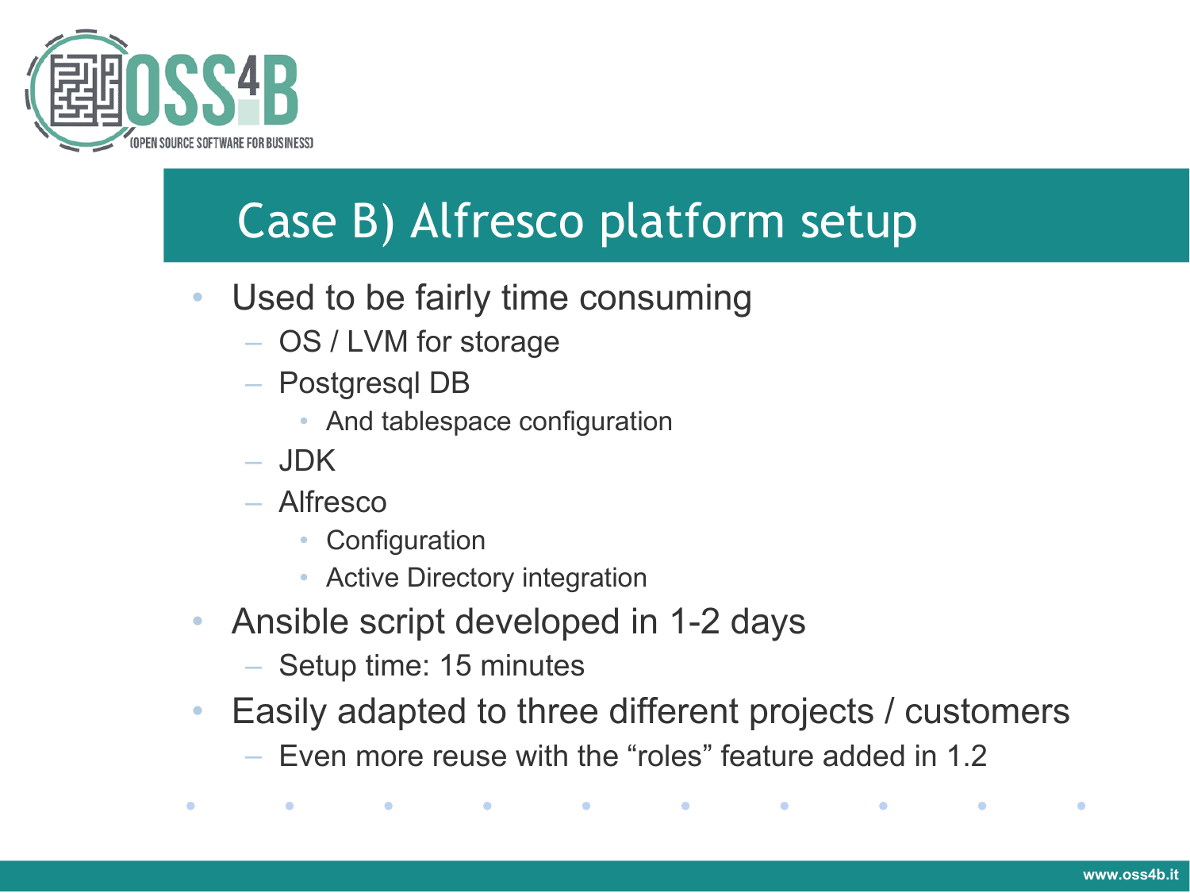# Case B) Alfresco platform setup

- Used to be fairly time consuming
  - OS / LVM for storage
  - Postgresql DB
    - And tablespace configuration
  - JDK
  - Alfresco
    - Configuration
    - Active Directory integration
- Ansible script developed in 1-2 days
  - Setup time: 15 minutes
- Easily adapted to three different projects / customers
  - Even more reuse with the “roles” feature added in 1.2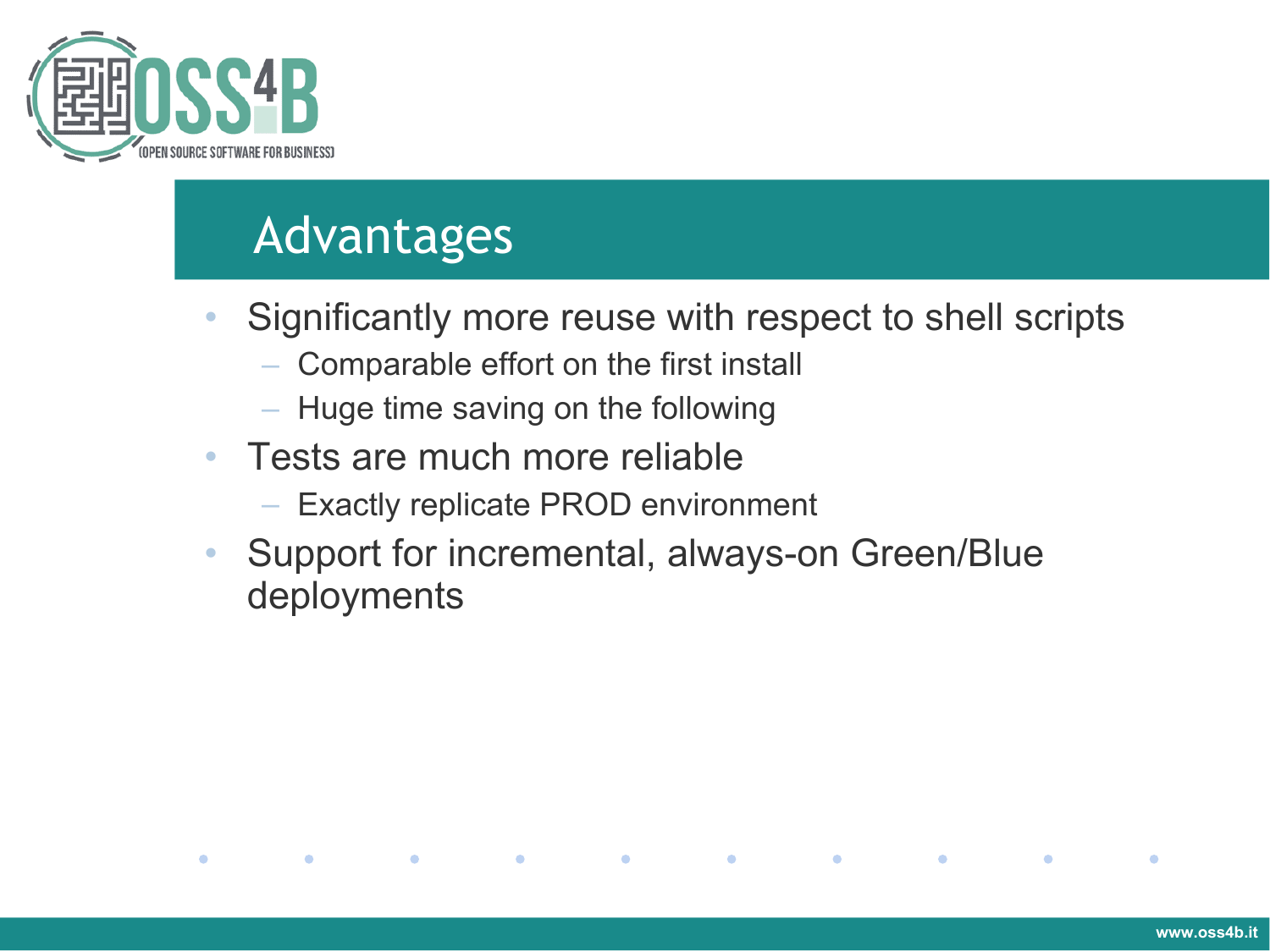# Advantages

- Significantly more reuse with respect to shell scripts
  - Comparable effort on the first install
  - Huge time saving on the following
- Tests are much more reliable
  - Exactly replicate PROD environment
- Support for incremental, always-on Green/Blue deployments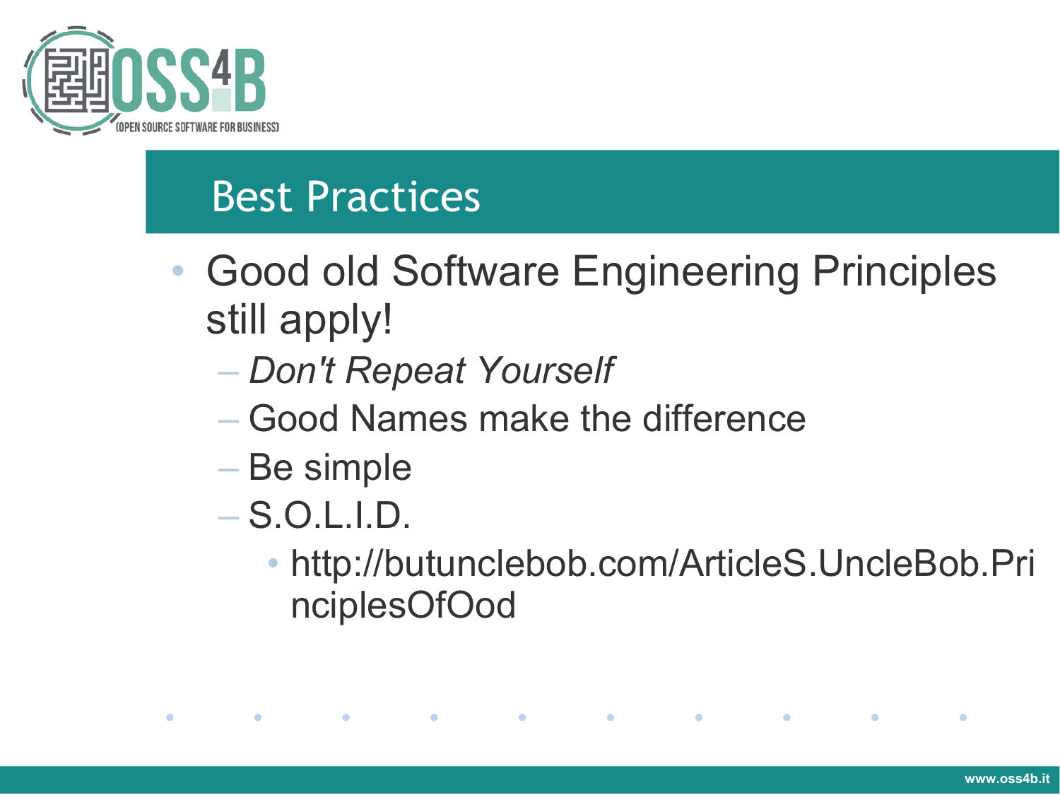# Best Practices

- Good old Software Engineering Principles still apply!
  - *Don't Repeat Yourself*
  - Good Names make the difference
  - Be simple
  - S.O.L.I.D.
    - http://butunclebob.com/ArticleS.UncleBob.PrinciplesOfOod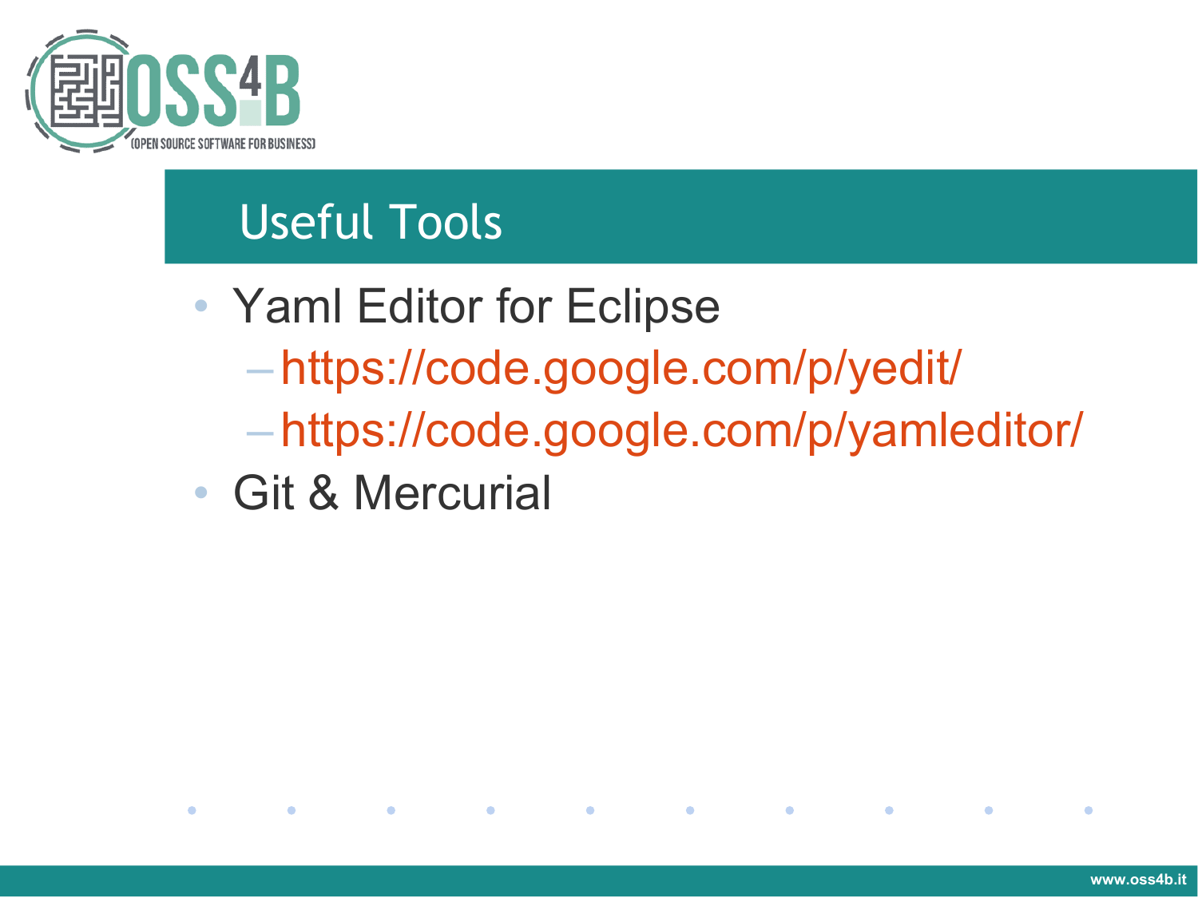## Useful Tools

- Yaml Editor for Eclipse
  - https://code.google.com/p/yedit/
  - https://code.google.com/p/yamleditor/
- Git & Mercurial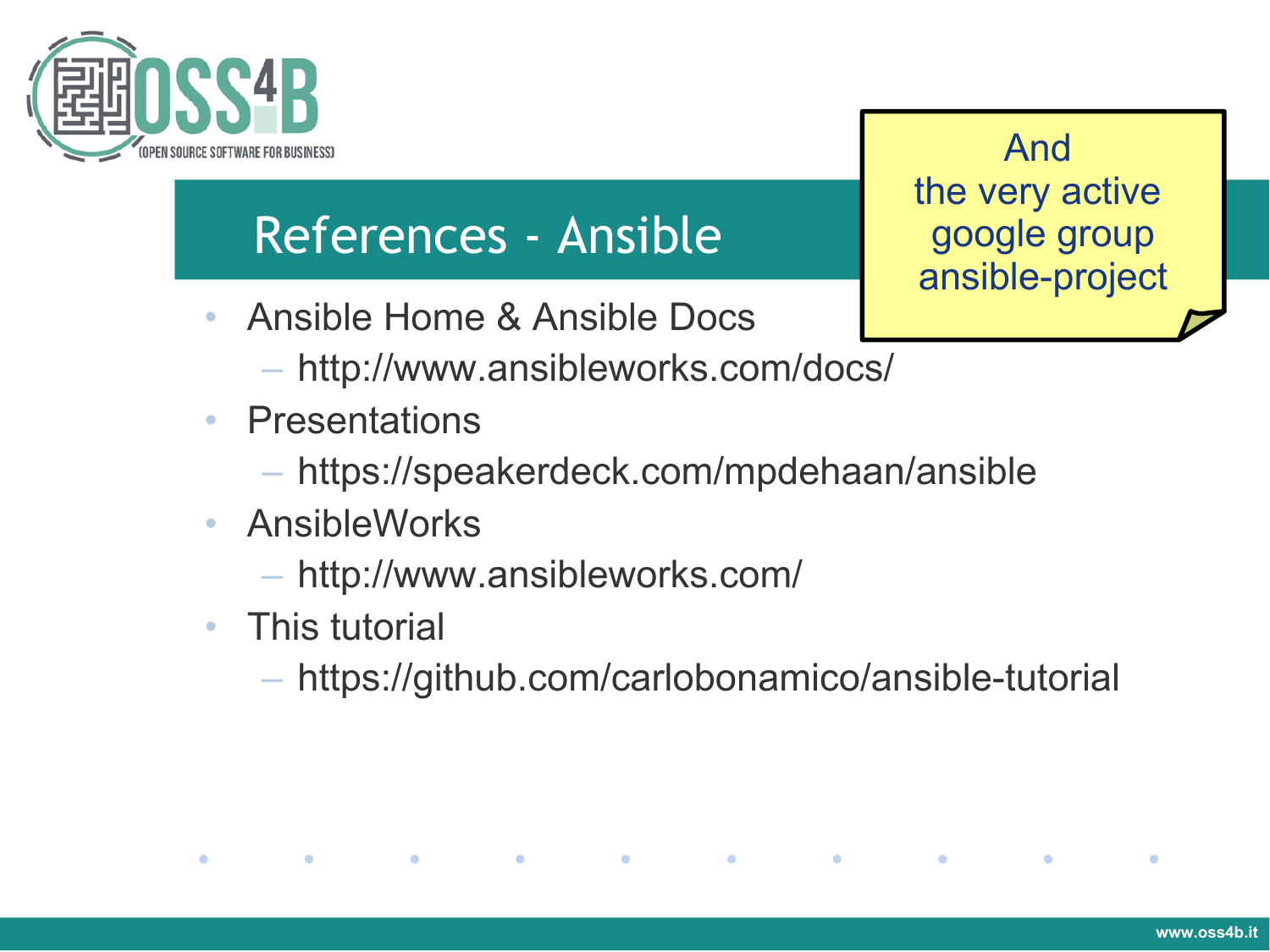## References - Ansible

- Ansible Home & Ansible Docs
  - http://www.ansibleworks.com/docs/
- Presentations
  - https://speakerdeck.com/mpdehaan/ansible
- AnsibleWorks
  - http://www.ansibleworks.com/
- This tutorial
  - https://github.com/carlobonamico/ansible-tutorial

And
the very active
google group
ansible-project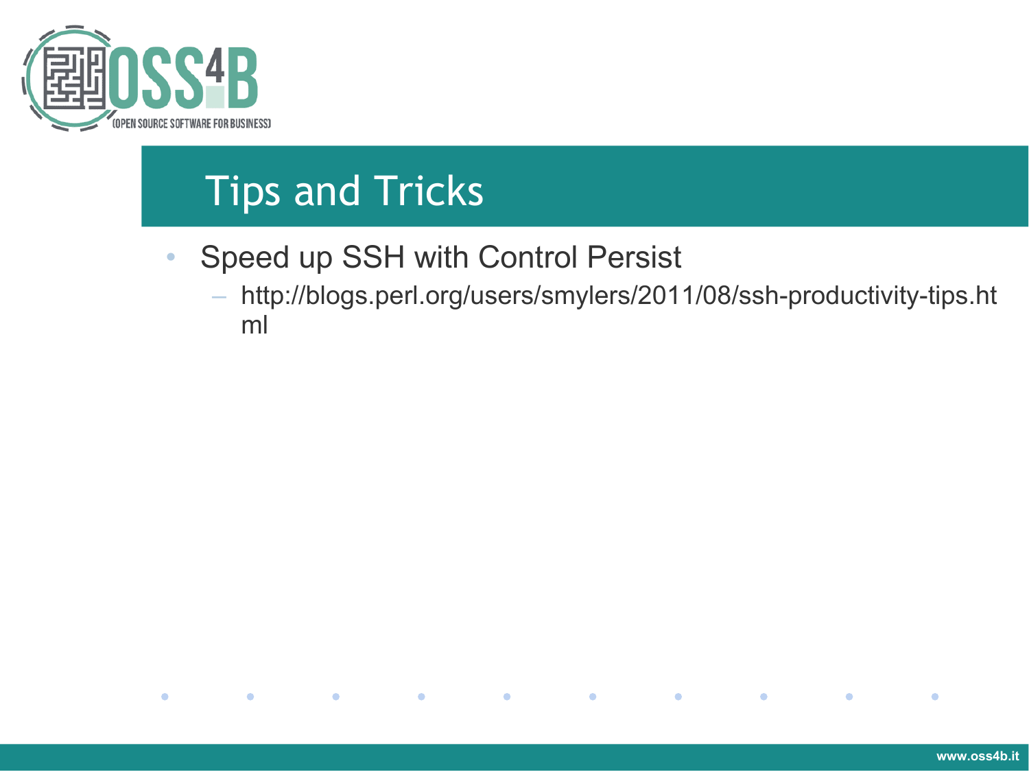# Tips and Tricks

- Speed up SSH with Control Persist
  - http://blogs.perl.org/users/smylers/2011/08/ssh-productivity-tips.html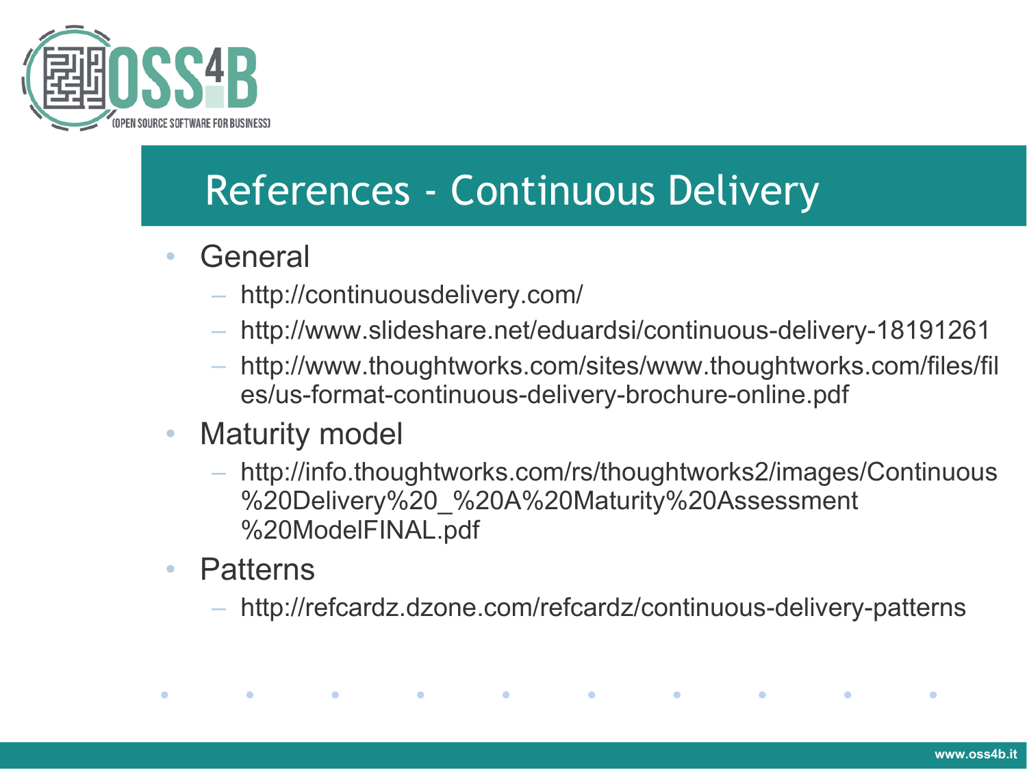# References - Continuous Delivery

- General
  - http://continuousdelivery.com/
  - http://www.slideshare.net/eduardsi/continuous-delivery-18191261
  - http://www.thoughtworks.com/sites/www.thoughtworks.com/files/files/us-format-continuous-delivery-brochure-online.pdf
- Maturity model
  - http://info.thoughtworks.com/rs/thoughtworks2/images/Continuous%20Delivery%20_%20A%20Maturity%20Assessment%20ModelFINAL.pdf
- Patterns
  - http://refcardz.dzone.com/refcardz/continuous-delivery-patterns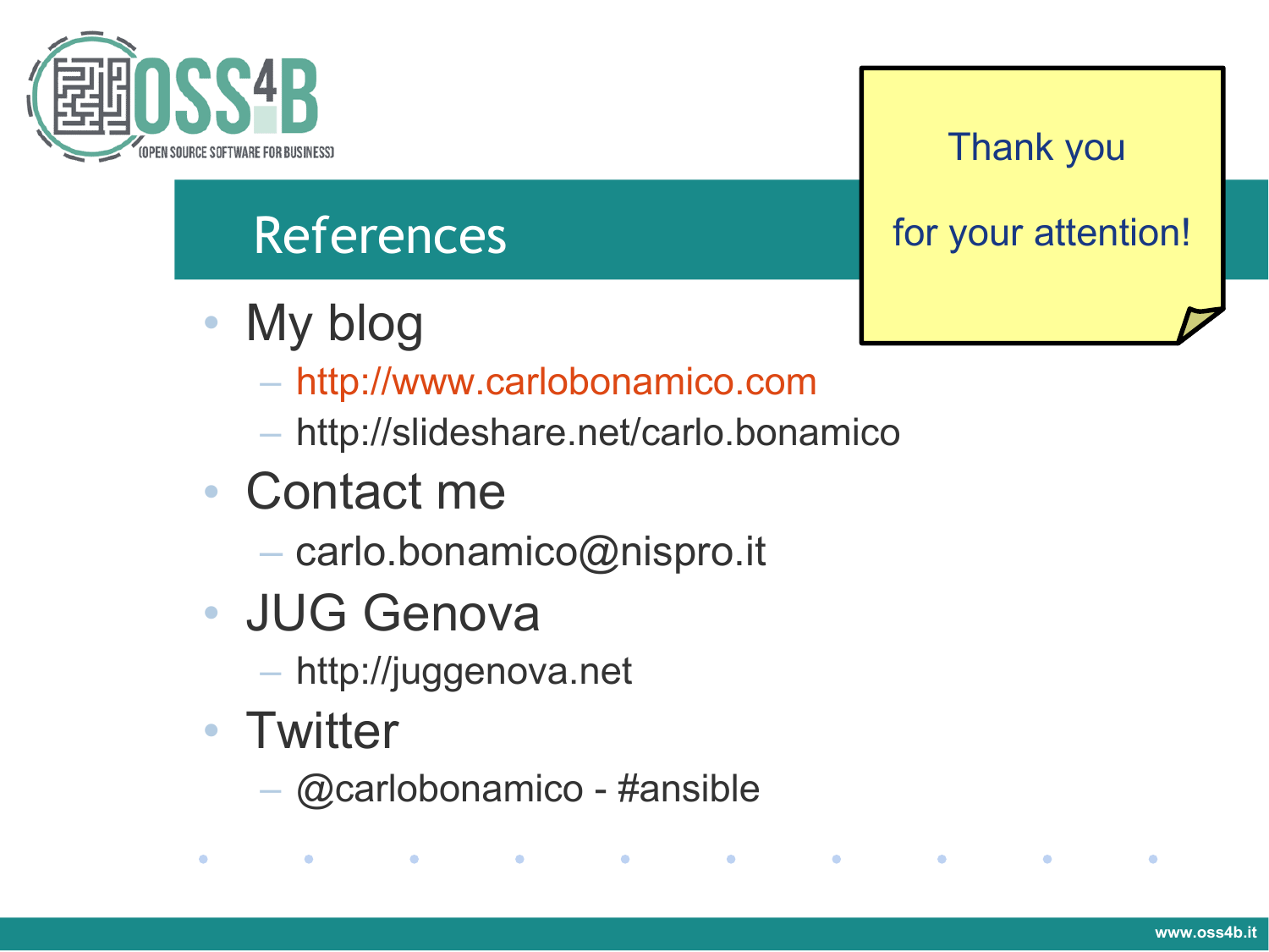## References

- My blog
  - http://www.carlobonamico.com
  - http://slideshare.net/carlo.bonamico
- Contact me
  - carlo.bonamico@nispro.it
- JUG Genova
  - http://juggenova.net
- Twitter
  - @carlobonamico - #ansible

Thank you

for your attention!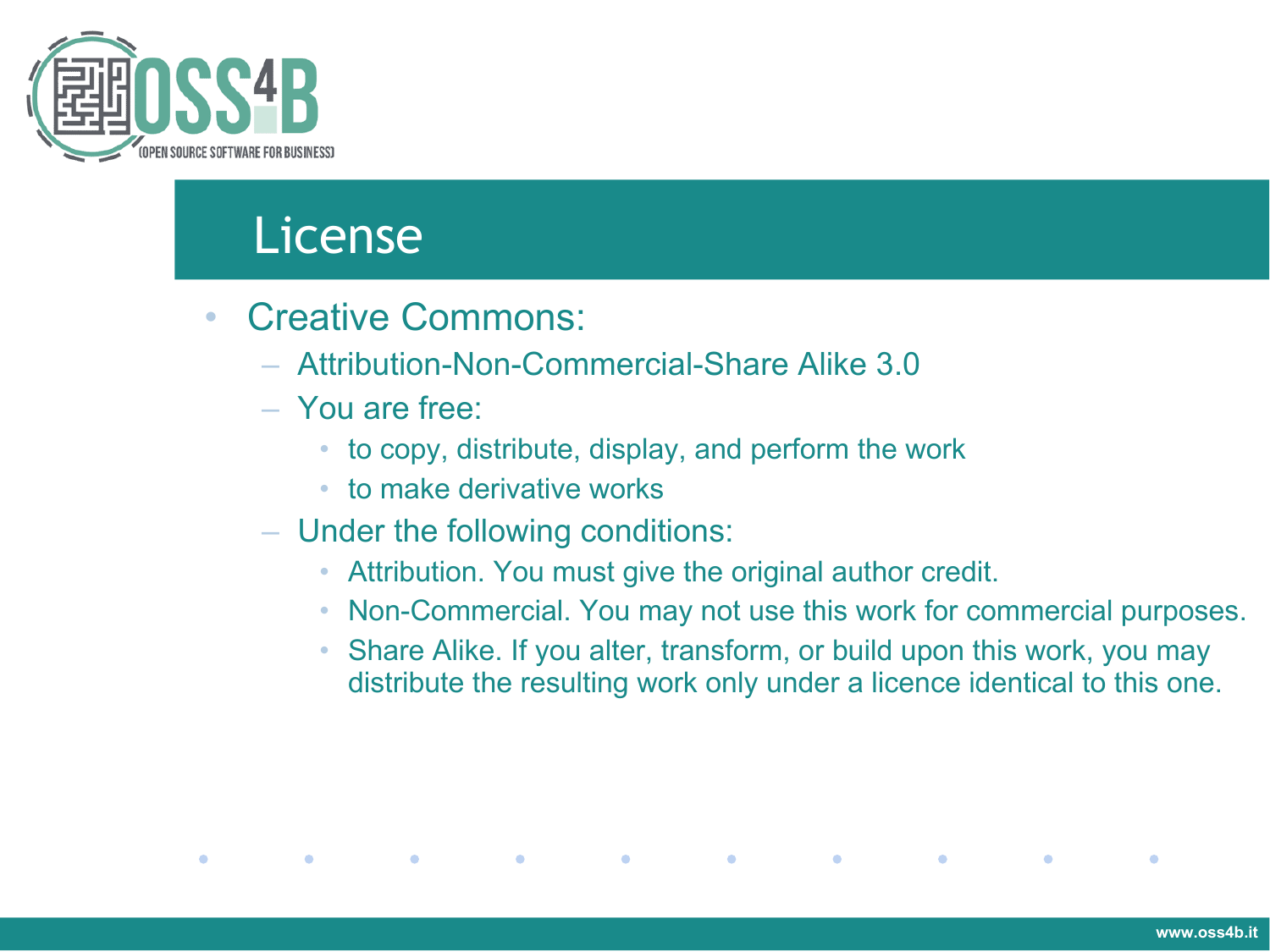# License

- Creative Commons:
  - Attribution-Non-Commercial-Share Alike 3.0
  - You are free:
    - to copy, distribute, display, and perform the work
    - to make derivative works
  - Under the following conditions:
    - Attribution. You must give the original author credit.
    - Non-Commercial. You may not use this work for commercial purposes.
    - Share Alike. If you alter, transform, or build upon this work, you may distribute the resulting work only under a licence identical to this one.